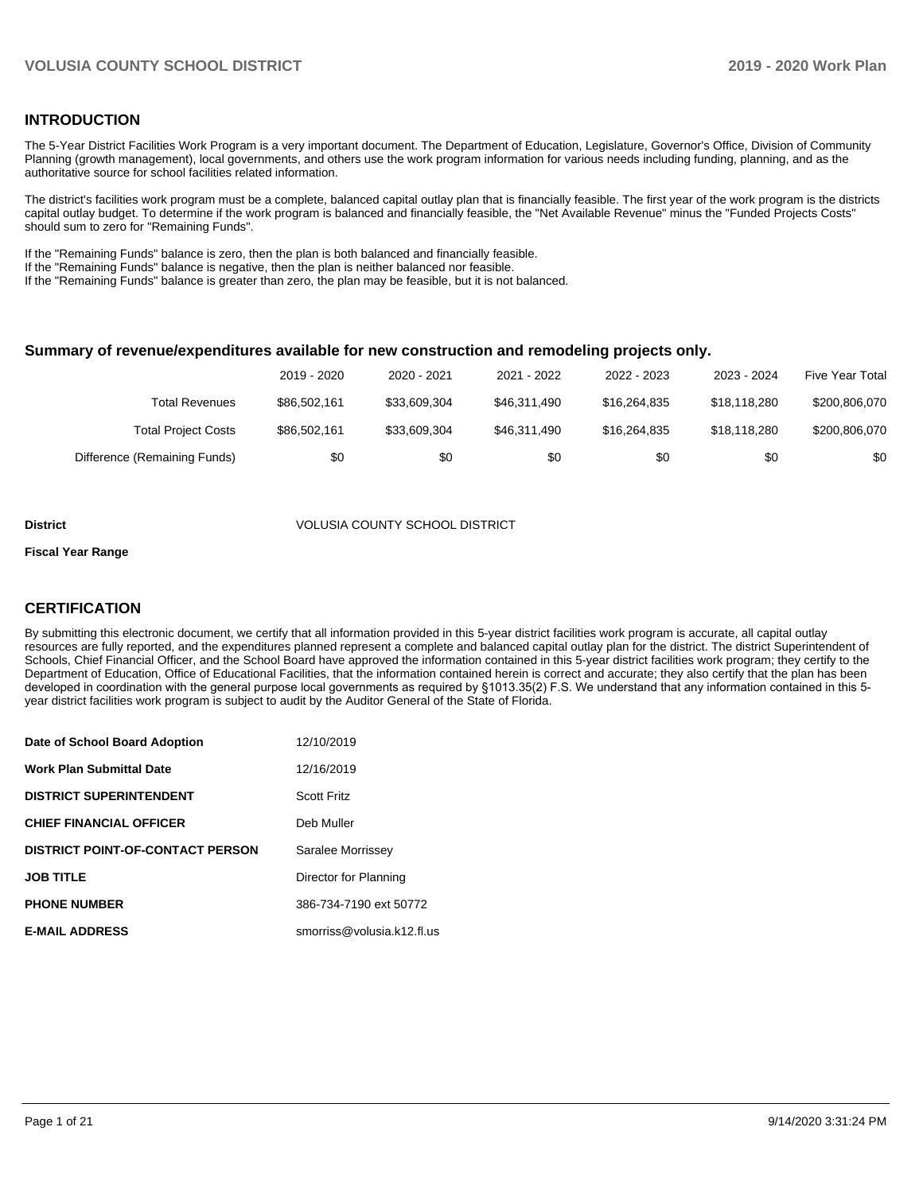## INTRODUCTION

The 5-Year District Facilities Work Program is a very important document. The Department of Education, Legislature, Governor's Office, Division of Community Planning (growth management), local governments, and others use the work program information for various needs including funding, planning, and as the authoritative source for school facilities related information.

The district's facilities work program must be a complete, balanced capital outlay plan that is financially feasible. The first year of the work program is the districts capital outlay budget. To determine if the work program is balanced and financially feasible, the "Net Available Revenue" minus the "Funded Projects Costs" should sum to zero for "Remaining Funds".

If the "Remaining Funds" balance is zero, then the plan is both balanced and financially feasible.
If the "Remaining Funds" balance is negative, then the plan is neither balanced nor feasible.
If the "Remaining Funds" balance is greater than zero, the plan may be feasible, but it is not balanced.

### Summary of revenue/expenditures available for new construction and remodeling projects only.

| | 2019 - 2020 | 2020 - 2021 | 2021 - 2022 | 2022 - 2023 | 2023 - 2024 | Five Year Total |
|---|---|---|---|---|---|---|
| Total Revenues | $86,502,161 | $33,609,304 | $46,311,490 | $16,264,835 | $18,118,280 | $200,806,070 |
| Total Project Costs | $86,502,161 | $33,609,304 | $46,311,490 | $16,264,835 | $18,118,280 | $200,806,070 |
| Difference (Remaining Funds) | $0 | $0 | $0 | $0 | $0 | $0 |

**District** VOLUSIA COUNTY SCHOOL DISTRICT

**Fiscal Year Range**

## CERTIFICATION

By submitting this electronic document, we certify that all information provided in this 5-year district facilities work program is accurate, all capital outlay resources are fully reported, and the expenditures planned represent a complete and balanced capital outlay plan for the district. The district Superintendent of Schools, Chief Financial Officer, and the School Board have approved the information contained in this 5-year district facilities work program; they certify to the Department of Education, Office of Educational Facilities, that the information contained herein is correct and accurate; they also certify that the plan has been developed in coordination with the general purpose local governments as required by §1013.35(2) F.S. We understand that any information contained in this 5-year district facilities work program is subject to audit by the Auditor General of the State of Florida.

| | |
|---|---|
| **Date of School Board Adoption** | 12/10/2019 |
| **Work Plan Submittal Date** | 12/16/2019 |
| **DISTRICT SUPERINTENDENT** | Scott Fritz |
| **CHIEF FINANCIAL OFFICER** | Deb Muller |
| **DISTRICT POINT-OF-CONTACT PERSON** | Saralee Morrissey |
| **JOB TITLE** | Director for Planning |
| **PHONE NUMBER** | 386-734-7190 ext 50772 |
| **E-MAIL ADDRESS** | smorriss@volusia.k12.fl.us |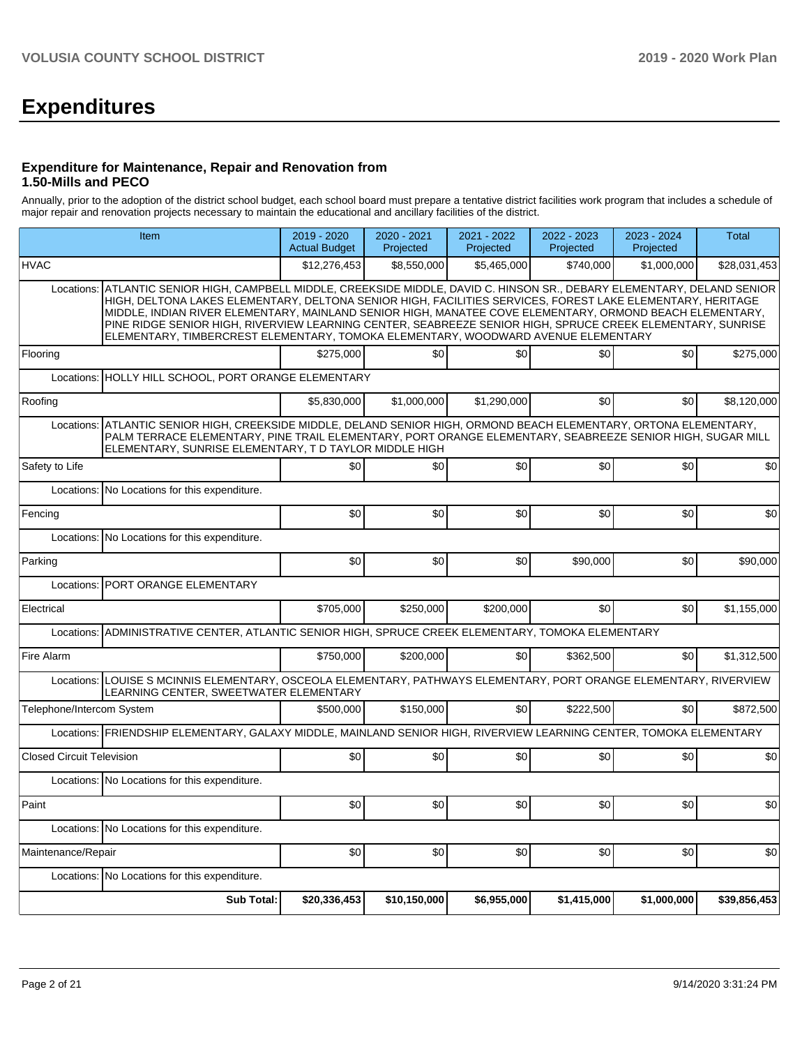# Expenditures

### Expenditure for Maintenance, Repair and Renovation from 1.50-Mills and PECO

Annually, prior to the adoption of the district school budget, each school board must prepare a tentative district facilities work program that includes a schedule of major repair and renovation projects necessary to maintain the educational and ancillary facilities of the district.

| Item | | 2019 - 2020 Actual Budget | 2020 - 2021 Projected | 2021 - 2022 Projected | 2022 - 2023 Projected | 2023 - 2024 Projected | Total |
|---|---|---|---|---|---|---|---|
| HVAC | | $12,276,453 | $8,550,000 | $5,465,000 | $740,000 | $1,000,000 | $28,031,453 |
| Locations: | ATLANTIC SENIOR HIGH, CAMPBELL MIDDLE, CREEKSIDE MIDDLE, DAVID C. HINSON SR., DEBARY ELEMENTARY, DELAND SENIOR HIGH, DELTONA LAKES ELEMENTARY, DELTONA SENIOR HIGH, FACILITIES SERVICES, FOREST LAKE ELEMENTARY, HERITAGE MIDDLE, INDIAN RIVER ELEMENTARY, MAINLAND SENIOR HIGH, MANATEE COVE ELEMENTARY, ORMOND BEACH ELEMENTARY, PINE RIDGE SENIOR HIGH, RIVERVIEW LEARNING CENTER, SEABREEZE SENIOR HIGH, SPRUCE CREEK ELEMENTARY, SUNRISE ELEMENTARY, TIMBERCREST ELEMENTARY, TOMOKA ELEMENTARY, WOODWARD AVENUE ELEMENTARY | | | | | | |
| Flooring | | $275,000 | $0 | $0 | $0 | $0 | $275,000 |
| Locations: | HOLLY HILL SCHOOL, PORT ORANGE ELEMENTARY | | | | | | |
| Roofing | | $5,830,000 | $1,000,000 | $1,290,000 | $0 | $0 | $8,120,000 |
| Locations: | ATLANTIC SENIOR HIGH, CREEKSIDE MIDDLE, DELAND SENIOR HIGH, ORMOND BEACH ELEMENTARY, ORTONA ELEMENTARY, PALM TERRACE ELEMENTARY, PINE TRAIL ELEMENTARY, PORT ORANGE ELEMENTARY, SEABREEZE SENIOR HIGH, SUGAR MILL ELEMENTARY, SUNRISE ELEMENTARY, T D TAYLOR MIDDLE HIGH | | | | | | |
| Safety to Life | | $0 | $0 | $0 | $0 | $0 | $0 |
| Locations: | No Locations for this expenditure. | | | | | | |
| Fencing | | $0 | $0 | $0 | $0 | $0 | $0 |
| Locations: | No Locations for this expenditure. | | | | | | |
| Parking | | $0 | $0 | $0 | $90,000 | $0 | $90,000 |
| Locations: | PORT ORANGE ELEMENTARY | | | | | | |
| Electrical | | $705,000 | $250,000 | $200,000 | $0 | $0 | $1,155,000 |
| Locations: | ADMINISTRATIVE CENTER, ATLANTIC SENIOR HIGH, SPRUCE CREEK ELEMENTARY, TOMOKA ELEMENTARY | | | | | | |
| Fire Alarm | | $750,000 | $200,000 | $0 | $362,500 | $0 | $1,312,500 |
| Locations: | LOUISE S MCINNIS ELEMENTARY, OSCEOLA ELEMENTARY, PATHWAYS ELEMENTARY, PORT ORANGE ELEMENTARY, RIVERVIEW LEARNING CENTER, SWEETWATER ELEMENTARY | | | | | | |
| Telephone/Intercom System | | $500,000 | $150,000 | $0 | $222,500 | $0 | $872,500 |
| Locations: | FRIENDSHIP ELEMENTARY, GALAXY MIDDLE, MAINLAND SENIOR HIGH, RIVERVIEW LEARNING CENTER, TOMOKA ELEMENTARY | | | | | | |
| Closed Circuit Television | | $0 | $0 | $0 | $0 | $0 | $0 |
| Locations: | No Locations for this expenditure. | | | | | | |
| Paint | | $0 | $0 | $0 | $0 | $0 | $0 |
| Locations: | No Locations for this expenditure. | | | | | | |
| Maintenance/Repair | | $0 | $0 | $0 | $0 | $0 | $0 |
| Locations: | No Locations for this expenditure. | | | | | | |
| | **Sub Total:** | **$20,336,453** | **$10,150,000** | **$6,955,000** | **$1,415,000** | **$1,000,000** | **$39,856,453** |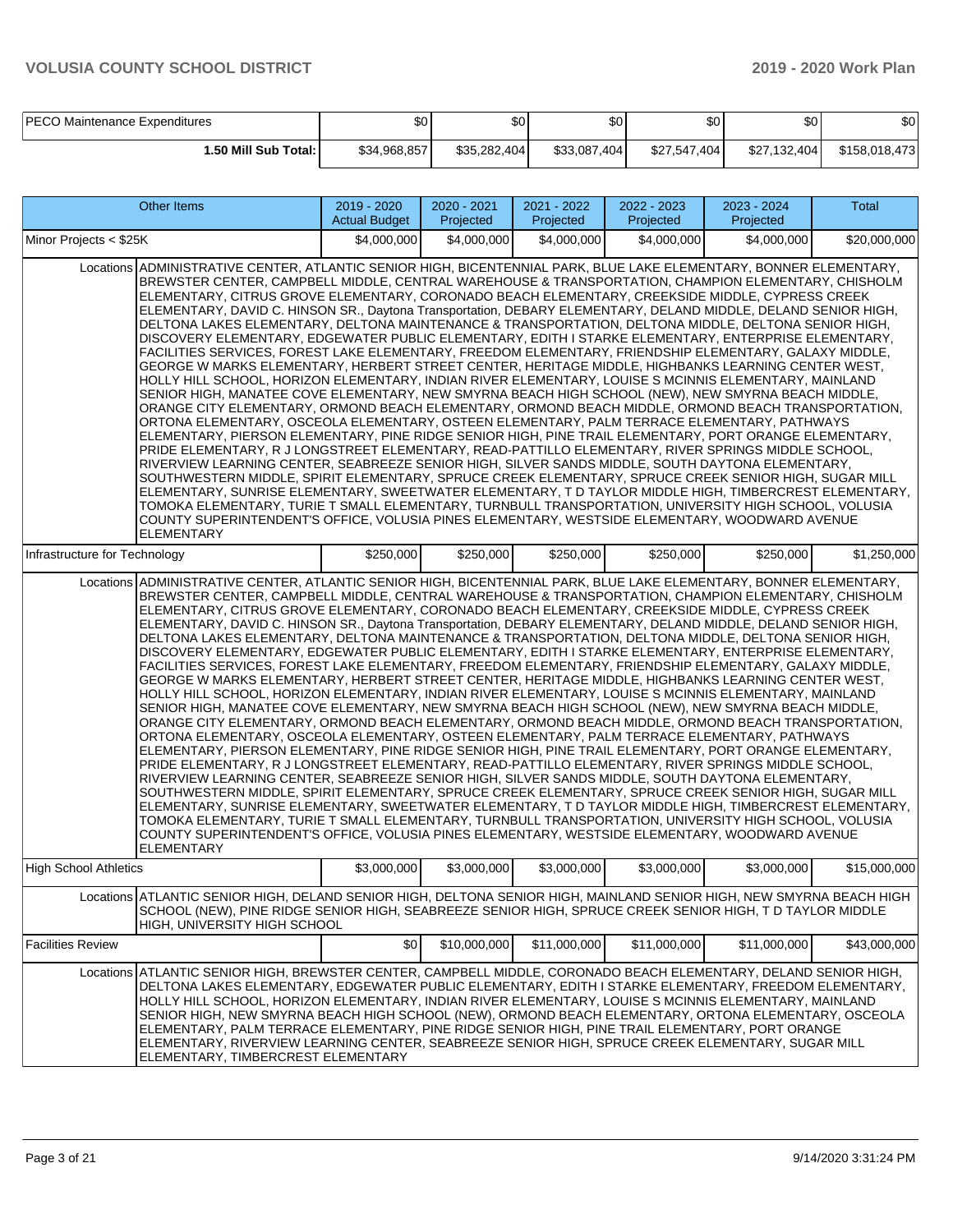| PECO Maintenance Expenditures | $0 | $0 | $0 | $0 | $0 | $0 |
|---|---|---|---|---|---|---|
| **1.50 Mill Sub Total:** | $34,968,857 | $35,282,404 | $33,087,404 | $27,547,404 | $27,132,404 | $158,018,473 |

| Other Items | 2019 - 2020 Actual Budget | 2020 - 2021 Projected | 2021 - 2022 Projected | 2022 - 2023 Projected | 2023 - 2024 Projected | Total |
|---|---|---|---|---|---|---|
| Minor Projects < $25K | $4,000,000 | $4,000,000 | $4,000,000 | $4,000,000 | $4,000,000 | $20,000,000 |
| Locations | ADMINISTRATIVE CENTER, ATLANTIC SENIOR HIGH, BICENTENNIAL PARK, BLUE LAKE ELEMENTARY, BONNER ELEMENTARY, BREWSTER CENTER, CAMPBELL MIDDLE, CENTRAL WAREHOUSE & TRANSPORTATION, CHAMPION ELEMENTARY, CHISHOLM ELEMENTARY, CITRUS GROVE ELEMENTARY, CORONADO BEACH ELEMENTARY, CREEKSIDE MIDDLE, CYPRESS CREEK ELEMENTARY, DAVID C. HINSON SR., Daytona Transportation, DEBARY ELEMENTARY, DELAND MIDDLE, DELAND SENIOR HIGH, DELTONA LAKES ELEMENTARY, DELTONA MAINTENANCE & TRANSPORTATION, DELTONA MIDDLE, DELTONA SENIOR HIGH, DISCOVERY ELEMENTARY, EDGEWATER PUBLIC ELEMENTARY, EDITH I STARKE ELEMENTARY, ENTERPRISE ELEMENTARY, FACILITIES SERVICES, FOREST LAKE ELEMENTARY, FREEDOM ELEMENTARY, FRIENDSHIP ELEMENTARY, GALAXY MIDDLE, GEORGE W MARKS ELEMENTARY, HERBERT STREET CENTER, HERITAGE MIDDLE, HIGHBANKS LEARNING CENTER WEST, HOLLY HILL SCHOOL, HORIZON ELEMENTARY, INDIAN RIVER ELEMENTARY, LOUISE S MCINNIS ELEMENTARY, MAINLAND SENIOR HIGH, MANATEE COVE ELEMENTARY, NEW SMYRNA BEACH HIGH SCHOOL (NEW), NEW SMYRNA BEACH MIDDLE, ORANGE CITY ELEMENTARY, ORMOND BEACH ELEMENTARY, ORMOND BEACH MIDDLE, ORMOND BEACH TRANSPORTATION, ORTONA ELEMENTARY, OSCEOLA ELEMENTARY, OSTEEN ELEMENTARY, PALM TERRACE ELEMENTARY, PATHWAYS ELEMENTARY, PIERSON ELEMENTARY, PINE RIDGE SENIOR HIGH, PINE TRAIL ELEMENTARY, PORT ORANGE ELEMENTARY, PRIDE ELEMENTARY, R J LONGSTREET ELEMENTARY, READ-PATTILLO ELEMENTARY, RIVER SPRINGS MIDDLE SCHOOL, RIVERVIEW LEARNING CENTER, SEABREEZE SENIOR HIGH, SILVER SANDS MIDDLE, SOUTH DAYTONA ELEMENTARY, SOUTHWESTERN MIDDLE, SPIRIT ELEMENTARY, SPRUCE CREEK ELEMENTARY, SPRUCE CREEK SENIOR HIGH, SUGAR MILL ELEMENTARY, SUNRISE ELEMENTARY, SWEETWATER ELEMENTARY, T D TAYLOR MIDDLE HIGH, TIMBERCREST ELEMENTARY, TOMOKA ELEMENTARY, TURIE T SMALL ELEMENTARY, TURNBULL TRANSPORTATION, UNIVERSITY HIGH SCHOOL, VOLUSIA COUNTY SUPERINTENDENT'S OFFICE, VOLUSIA PINES ELEMENTARY, WESTSIDE ELEMENTARY, WOODWARD AVENUE ELEMENTARY | | | | | |
| Infrastructure for Technology | $250,000 | $250,000 | $250,000 | $250,000 | $250,000 | $1,250,000 |
| Locations | ADMINISTRATIVE CENTER, ATLANTIC SENIOR HIGH, BICENTENNIAL PARK, BLUE LAKE ELEMENTARY, BONNER ELEMENTARY, BREWSTER CENTER, CAMPBELL MIDDLE, CENTRAL WAREHOUSE & TRANSPORTATION, CHAMPION ELEMENTARY, CHISHOLM ELEMENTARY, CITRUS GROVE ELEMENTARY, CORONADO BEACH ELEMENTARY, CREEKSIDE MIDDLE, CYPRESS CREEK ELEMENTARY, DAVID C. HINSON SR., Daytona Transportation, DEBARY ELEMENTARY, DELAND MIDDLE, DELAND SENIOR HIGH, DELTONA LAKES ELEMENTARY, DELTONA MAINTENANCE & TRANSPORTATION, DELTONA MIDDLE, DELTONA SENIOR HIGH, DISCOVERY ELEMENTARY, EDGEWATER PUBLIC ELEMENTARY, EDITH I STARKE ELEMENTARY, ENTERPRISE ELEMENTARY, FACILITIES SERVICES, FOREST LAKE ELEMENTARY, FREEDOM ELEMENTARY, FRIENDSHIP ELEMENTARY, GALAXY MIDDLE, GEORGE W MARKS ELEMENTARY, HERBERT STREET CENTER, HERITAGE MIDDLE, HIGHBANKS LEARNING CENTER WEST, HOLLY HILL SCHOOL, HORIZON ELEMENTARY, INDIAN RIVER ELEMENTARY, LOUISE S MCINNIS ELEMENTARY, MAINLAND SENIOR HIGH, MANATEE COVE ELEMENTARY, NEW SMYRNA BEACH HIGH SCHOOL (NEW), NEW SMYRNA BEACH MIDDLE, ORANGE CITY ELEMENTARY, ORMOND BEACH ELEMENTARY, ORMOND BEACH MIDDLE, ORMOND BEACH TRANSPORTATION, ORTONA ELEMENTARY, OSCEOLA ELEMENTARY, OSTEEN ELEMENTARY, PALM TERRACE ELEMENTARY, PATHWAYS ELEMENTARY, PIERSON ELEMENTARY, PINE RIDGE SENIOR HIGH, PINE TRAIL ELEMENTARY, PORT ORANGE ELEMENTARY, PRIDE ELEMENTARY, R J LONGSTREET ELEMENTARY, READ-PATTILLO ELEMENTARY, RIVER SPRINGS MIDDLE SCHOOL, RIVERVIEW LEARNING CENTER, SEABREEZE SENIOR HIGH, SILVER SANDS MIDDLE, SOUTH DAYTONA ELEMENTARY, SOUTHWESTERN MIDDLE, SPIRIT ELEMENTARY, SPRUCE CREEK ELEMENTARY, SPRUCE CREEK SENIOR HIGH, SUGAR MILL ELEMENTARY, SUNRISE ELEMENTARY, SWEETWATER ELEMENTARY, T D TAYLOR MIDDLE HIGH, TIMBERCREST ELEMENTARY, TOMOKA ELEMENTARY, TURIE T SMALL ELEMENTARY, TURNBULL TRANSPORTATION, UNIVERSITY HIGH SCHOOL, VOLUSIA COUNTY SUPERINTENDENT'S OFFICE, VOLUSIA PINES ELEMENTARY, WESTSIDE ELEMENTARY, WOODWARD AVENUE ELEMENTARY | | | | | |
| High School Athletics | $3,000,000 | $3,000,000 | $3,000,000 | $3,000,000 | $3,000,000 | $15,000,000 |
| Locations | ATLANTIC SENIOR HIGH, DELAND SENIOR HIGH, DELTONA SENIOR HIGH, MAINLAND SENIOR HIGH, NEW SMYRNA BEACH HIGH SCHOOL (NEW), PINE RIDGE SENIOR HIGH, SEABREEZE SENIOR HIGH, SPRUCE CREEK SENIOR HIGH, T D TAYLOR MIDDLE HIGH, UNIVERSITY HIGH SCHOOL | | | | | |
| Facilities Review | $0 | $10,000,000 | $11,000,000 | $11,000,000 | $11,000,000 | $43,000,000 |
| Locations | ATLANTIC SENIOR HIGH, BREWSTER CENTER, CAMPBELL MIDDLE, CORONADO BEACH ELEMENTARY, DELAND SENIOR HIGH, DELTONA LAKES ELEMENTARY, EDGEWATER PUBLIC ELEMENTARY, EDITH I STARKE ELEMENTARY, FREEDOM ELEMENTARY, HOLLY HILL SCHOOL, HORIZON ELEMENTARY, INDIAN RIVER ELEMENTARY, LOUISE S MCINNIS ELEMENTARY, MAINLAND SENIOR HIGH, NEW SMYRNA BEACH HIGH SCHOOL (NEW), ORMOND BEACH ELEMENTARY, ORTONA ELEMENTARY, OSCEOLA ELEMENTARY, PALM TERRACE ELEMENTARY, PINE RIDGE SENIOR HIGH, PINE TRAIL ELEMENTARY, PORT ORANGE ELEMENTARY, RIVERVIEW LEARNING CENTER, SEABREEZE SENIOR HIGH, SPRUCE CREEK ELEMENTARY, SUGAR MILL ELEMENTARY, TIMBERCREST ELEMENTARY | | | | | |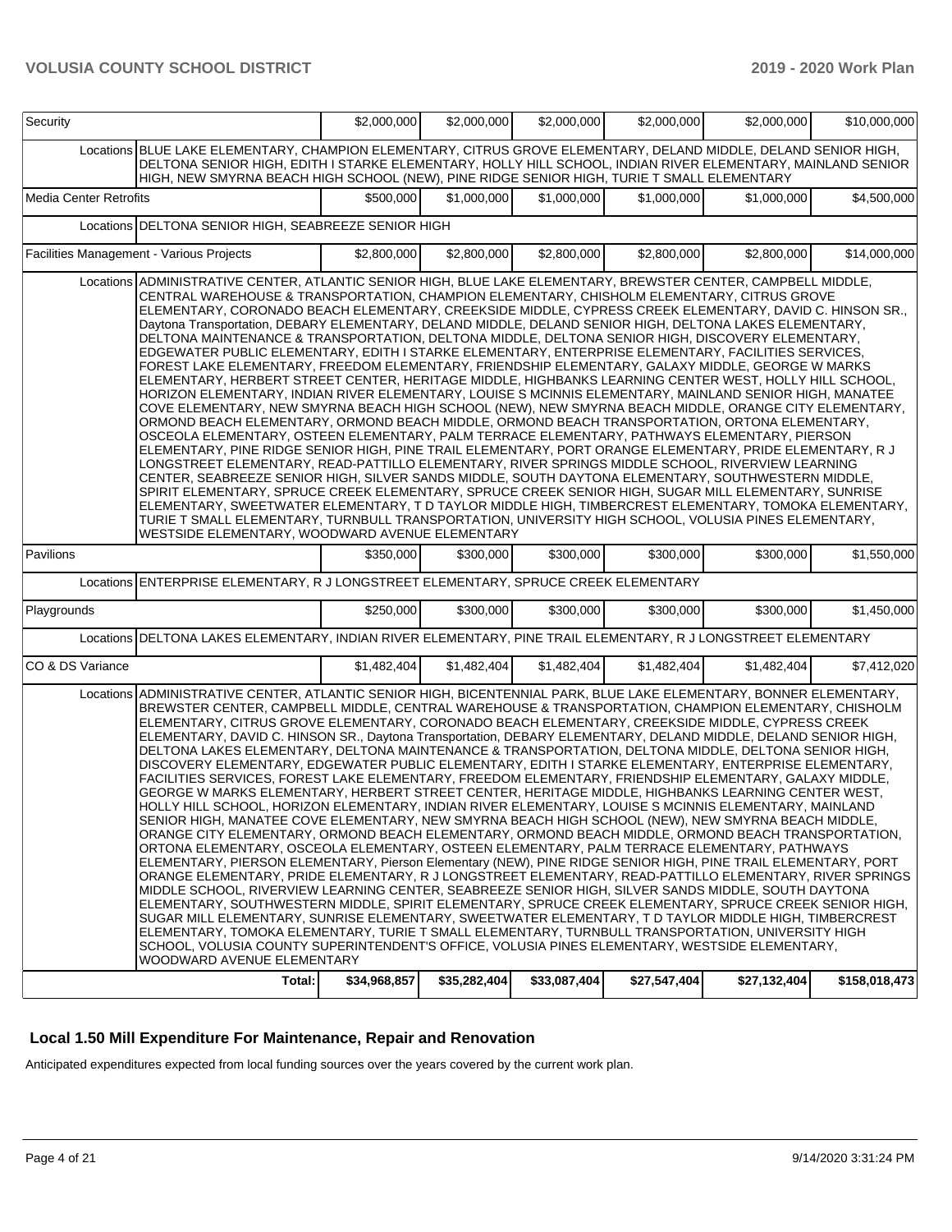| | | | | | | | |
|---|---|---|---|---|---|---|---|
| Security | | $2,000,000 | $2,000,000 | $2,000,000 | $2,000,000 | $2,000,000 | $10,000,000 |
| | Locations | BLUE LAKE ELEMENTARY, CHAMPION ELEMENTARY, CITRUS GROVE ELEMENTARY, DELAND MIDDLE, DELAND SENIOR HIGH, DELTONA SENIOR HIGH, EDITH I STARKE ELEMENTARY, HOLLY HILL SCHOOL, INDIAN RIVER ELEMENTARY, MAINLAND SENIOR HIGH, NEW SMYRNA BEACH HIGH SCHOOL (NEW), PINE RIDGE SENIOR HIGH, TURIE T SMALL ELEMENTARY | | | | | |
| Media Center Retrofits | | $500,000 | $1,000,000 | $1,000,000 | $1,000,000 | $1,000,000 | $4,500,000 |
| | Locations | DELTONA SENIOR HIGH, SEABREEZE SENIOR HIGH | | | | | |
| Facilities Management - Various Projects | | $2,800,000 | $2,800,000 | $2,800,000 | $2,800,000 | $2,800,000 | $14,000,000 |
| | Locations | ADMINISTRATIVE CENTER, ATLANTIC SENIOR HIGH, BLUE LAKE ELEMENTARY, BREWSTER CENTER, CAMPBELL MIDDLE, CENTRAL WAREHOUSE & TRANSPORTATION, CHAMPION ELEMENTARY, CHISHOLM ELEMENTARY, CITRUS GROVE ELEMENTARY, CORONADO BEACH ELEMENTARY, CREEKSIDE MIDDLE, CYPRESS CREEK ELEMENTARY, DAVID C. HINSON SR., Daytona Transportation, DEBARY ELEMENTARY, DELAND MIDDLE, DELAND SENIOR HIGH, DELTONA LAKES ELEMENTARY, DELTONA MAINTENANCE & TRANSPORTATION, DELTONA MIDDLE, DELTONA SENIOR HIGH, DISCOVERY ELEMENTARY, EDGEWATER PUBLIC ELEMENTARY, EDITH I STARKE ELEMENTARY, ENTERPRISE ELEMENTARY, FACILITIES SERVICES, FOREST LAKE ELEMENTARY, FREEDOM ELEMENTARY, FRIENDSHIP ELEMENTARY, GALAXY MIDDLE, GEORGE W MARKS ELEMENTARY, HERBERT STREET CENTER, HERITAGE MIDDLE, HIGHBANKS LEARNING CENTER WEST, HOLLY HILL SCHOOL, HORIZON ELEMENTARY, INDIAN RIVER ELEMENTARY, LOUISE S MCINNIS ELEMENTARY, MAINLAND SENIOR HIGH, MANATEE COVE ELEMENTARY, NEW SMYRNA BEACH HIGH SCHOOL (NEW), NEW SMYRNA BEACH MIDDLE, ORANGE CITY ELEMENTARY, ORMOND BEACH ELEMENTARY, ORMOND BEACH MIDDLE, ORMOND BEACH TRANSPORTATION, ORTONA ELEMENTARY, OSCEOLA ELEMENTARY, OSTEEN ELEMENTARY, PALM TERRACE ELEMENTARY, PATHWAYS ELEMENTARY, PIERSON ELEMENTARY, PINE RIDGE SENIOR HIGH, PINE TRAIL ELEMENTARY, PORT ORANGE ELEMENTARY, PRIDE ELEMENTARY, R J LONGSTREET ELEMENTARY, READ-PATTILLO ELEMENTARY, RIVER SPRINGS MIDDLE SCHOOL, RIVERVIEW LEARNING CENTER, SEABREEZE SENIOR HIGH, SILVER SANDS MIDDLE, SOUTH DAYTONA ELEMENTARY, SOUTHWESTERN MIDDLE, SPIRIT ELEMENTARY, SPRUCE CREEK ELEMENTARY, SPRUCE CREEK SENIOR HIGH, SUGAR MILL ELEMENTARY, SUNRISE ELEMENTARY, SWEETWATER ELEMENTARY, T D TAYLOR MIDDLE HIGH, TIMBERCREST ELEMENTARY, TOMOKA ELEMENTARY, TURIE T SMALL ELEMENTARY, TURNBULL TRANSPORTATION, UNIVERSITY HIGH SCHOOL, VOLUSIA PINES ELEMENTARY, WESTSIDE ELEMENTARY, WOODWARD AVENUE ELEMENTARY | | | | | |
| Pavilions | | $350,000 | $300,000 | $300,000 | $300,000 | $300,000 | $1,550,000 |
| | Locations | ENTERPRISE ELEMENTARY, R J LONGSTREET ELEMENTARY, SPRUCE CREEK ELEMENTARY | | | | | |
| Playgrounds | | $250,000 | $300,000 | $300,000 | $300,000 | $300,000 | $1,450,000 |
| | Locations | DELTONA LAKES ELEMENTARY, INDIAN RIVER ELEMENTARY, PINE TRAIL ELEMENTARY, R J LONGSTREET ELEMENTARY | | | | | |
| CO & DS Variance | | $1,482,404 | $1,482,404 | $1,482,404 | $1,482,404 | $1,482,404 | $7,412,020 |
| | Locations | ADMINISTRATIVE CENTER, ATLANTIC SENIOR HIGH, BICENTENNIAL PARK, BLUE LAKE ELEMENTARY, BONNER ELEMENTARY, BREWSTER CENTER, CAMPBELL MIDDLE, CENTRAL WAREHOUSE & TRANSPORTATION, CHAMPION ELEMENTARY, CHISHOLM ELEMENTARY, CITRUS GROVE ELEMENTARY, CORONADO BEACH ELEMENTARY, CREEKSIDE MIDDLE, CYPRESS CREEK ELEMENTARY, DAVID C. HINSON SR., Daytona Transportation, DEBARY ELEMENTARY, DELAND MIDDLE, DELAND SENIOR HIGH, DELTONA LAKES ELEMENTARY, DELTONA MAINTENANCE & TRANSPORTATION, DELTONA MIDDLE, DELTONA SENIOR HIGH, DISCOVERY ELEMENTARY, EDGEWATER PUBLIC ELEMENTARY, EDITH I STARKE ELEMENTARY, ENTERPRISE ELEMENTARY, FACILITIES SERVICES, FOREST LAKE ELEMENTARY, FREEDOM ELEMENTARY, FRIENDSHIP ELEMENTARY, GALAXY MIDDLE, GEORGE W MARKS ELEMENTARY, HERBERT STREET CENTER, HERITAGE MIDDLE, HIGHBANKS LEARNING CENTER WEST, HOLLY HILL SCHOOL, HORIZON ELEMENTARY, INDIAN RIVER ELEMENTARY, LOUISE S MCINNIS ELEMENTARY, MAINLAND SENIOR HIGH, MANATEE COVE ELEMENTARY, NEW SMYRNA BEACH HIGH SCHOOL (NEW), NEW SMYRNA BEACH MIDDLE, ORANGE CITY ELEMENTARY, ORMOND BEACH ELEMENTARY, ORMOND BEACH MIDDLE, ORMOND BEACH TRANSPORTATION, ORTONA ELEMENTARY, OSCEOLA ELEMENTARY, OSTEEN ELEMENTARY, PALM TERRACE ELEMENTARY, PATHWAYS ELEMENTARY, PIERSON ELEMENTARY, Pierson Elementary (NEW), PINE RIDGE SENIOR HIGH, PINE TRAIL ELEMENTARY, PORT ORANGE ELEMENTARY, PRIDE ELEMENTARY, R J LONGSTREET ELEMENTARY, READ-PATTILLO ELEMENTARY, RIVER SPRINGS MIDDLE SCHOOL, RIVERVIEW LEARNING CENTER, SEABREEZE SENIOR HIGH, SILVER SANDS MIDDLE, SOUTH DAYTONA ELEMENTARY, SOUTHWESTERN MIDDLE, SPIRIT ELEMENTARY, SPRUCE CREEK ELEMENTARY, SPRUCE CREEK SENIOR HIGH, SUGAR MILL ELEMENTARY, SUNRISE ELEMENTARY, SWEETWATER ELEMENTARY, T D TAYLOR MIDDLE HIGH, TIMBERCREST ELEMENTARY, TOMOKA ELEMENTARY, TURIE T SMALL ELEMENTARY, TURNBULL TRANSPORTATION, UNIVERSITY HIGH SCHOOL, VOLUSIA COUNTY SUPERINTENDENT'S OFFICE, VOLUSIA PINES ELEMENTARY, WESTSIDE ELEMENTARY, WOODWARD AVENUE ELEMENTARY | | | | | |
| | Total: | $34,968,857 | $35,282,404 | $33,087,404 | $27,547,404 | $27,132,404 | $158,018,473 |

## Local 1.50 Mill Expenditure For Maintenance, Repair and Renovation

Anticipated expenditures expected from local funding sources over the years covered by the current work plan.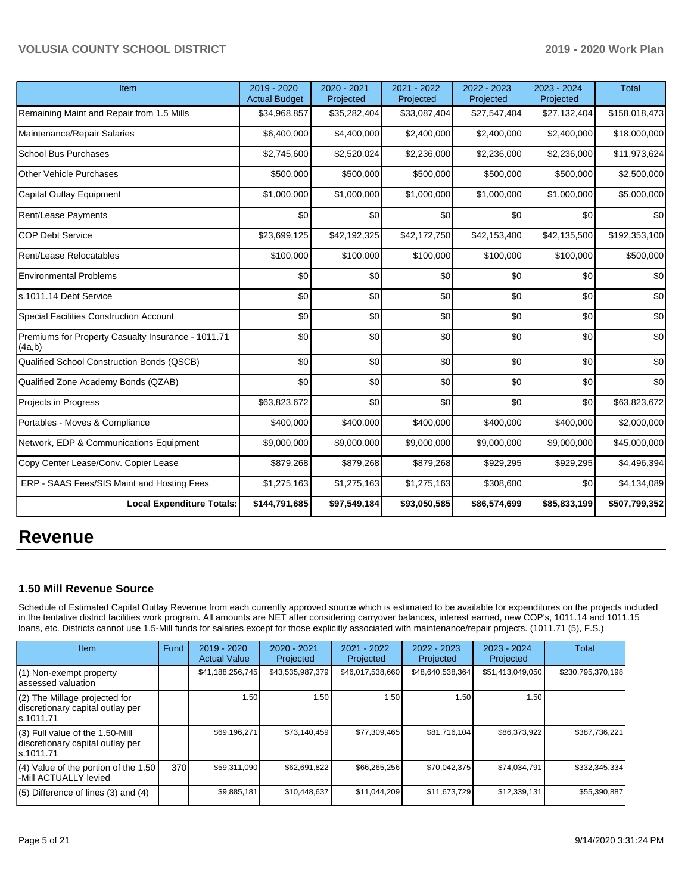| Item | 2019 - 2020 Actual Budget | 2020 - 2021 Projected | 2021 - 2022 Projected | 2022 - 2023 Projected | 2023 - 2024 Projected | Total |
|---|---|---|---|---|---|---|
| Remaining Maint and Repair from 1.5 Mills | $34,968,857 | $35,282,404 | $33,087,404 | $27,547,404 | $27,132,404 | $158,018,473 |
| Maintenance/Repair Salaries | $6,400,000 | $4,400,000 | $2,400,000 | $2,400,000 | $2,400,000 | $18,000,000 |
| School Bus Purchases | $2,745,600 | $2,520,024 | $2,236,000 | $2,236,000 | $2,236,000 | $11,973,624 |
| Other Vehicle Purchases | $500,000 | $500,000 | $500,000 | $500,000 | $500,000 | $2,500,000 |
| Capital Outlay Equipment | $1,000,000 | $1,000,000 | $1,000,000 | $1,000,000 | $1,000,000 | $5,000,000 |
| Rent/Lease Payments | $0 | $0 | $0 | $0 | $0 | $0 |
| COP Debt Service | $23,699,125 | $42,192,325 | $42,172,750 | $42,153,400 | $42,135,500 | $192,353,100 |
| Rent/Lease Relocatables | $100,000 | $100,000 | $100,000 | $100,000 | $100,000 | $500,000 |
| Environmental Problems | $0 | $0 | $0 | $0 | $0 | $0 |
| s.1011.14 Debt Service | $0 | $0 | $0 | $0 | $0 | $0 |
| Special Facilities Construction Account | $0 | $0 | $0 | $0 | $0 | $0 |
| Premiums for Property Casualty Insurance - 1011.71 (4a,b) | $0 | $0 | $0 | $0 | $0 | $0 |
| Qualified School Construction Bonds (QSCB) | $0 | $0 | $0 | $0 | $0 | $0 |
| Qualified Zone Academy Bonds (QZAB) | $0 | $0 | $0 | $0 | $0 | $0 |
| Projects in Progress | $63,823,672 | $0 | $0 | $0 | $0 | $63,823,672 |
| Portables - Moves & Compliance | $400,000 | $400,000 | $400,000 | $400,000 | $400,000 | $2,000,000 |
| Network, EDP & Communications Equipment | $9,000,000 | $9,000,000 | $9,000,000 | $9,000,000 | $9,000,000 | $45,000,000 |
| Copy Center Lease/Conv. Copier Lease | $879,268 | $879,268 | $879,268 | $929,295 | $929,295 | $4,496,394 |
| ERP - SAAS Fees/SIS Maint and Hosting Fees | $1,275,163 | $1,275,163 | $1,275,163 | $308,600 | $0 | $4,134,089 |
| **Local Expenditure Totals:** | **$144,791,685** | **$97,549,184** | **$93,050,585** | **$86,574,699** | **$85,833,199** | **$507,799,352** |

# Revenue

### 1.50 Mill Revenue Source

Schedule of Estimated Capital Outlay Revenue from each currently approved source which is estimated to be available for expenditures on the projects included in the tentative district facilities work program. All amounts are NET after considering carryover balances, interest earned, new COP's, 1011.14 and 1011.15 loans, etc. Districts cannot use 1.5-Mill funds for salaries except for those explicitly associated with maintenance/repair projects. (1011.71 (5), F.S.)

| Item | Fund | 2019 - 2020 Actual Value | 2020 - 2021 Projected | 2021 - 2022 Projected | 2022 - 2023 Projected | 2023 - 2024 Projected | Total |
|---|---|---|---|---|---|---|---|
| (1) Non-exempt property assessed valuation | | $41,188,256,745 | $43,535,987,379 | $46,017,538,660 | $48,640,538,364 | $51,413,049,050 | $230,795,370,198 |
| (2) The Millage projected for discretionary capital outlay per s.1011.71 | | 1.50 | 1.50 | 1.50 | 1.50 | 1.50 | |
| (3) Full value of the 1.50-Mill discretionary capital outlay per s.1011.71 | | $69,196,271 | $73,140,459 | $77,309,465 | $81,716,104 | $86,373,922 | $387,736,221 |
| (4) Value of the portion of the 1.50 -Mill ACTUALLY levied | 370 | $59,311,090 | $62,691,822 | $66,265,256 | $70,042,375 | $74,034,791 | $332,345,334 |
| (5) Difference of lines (3) and (4) | | $9,885,181 | $10,448,637 | $11,044,209 | $11,673,729 | $12,339,131 | $55,390,887 |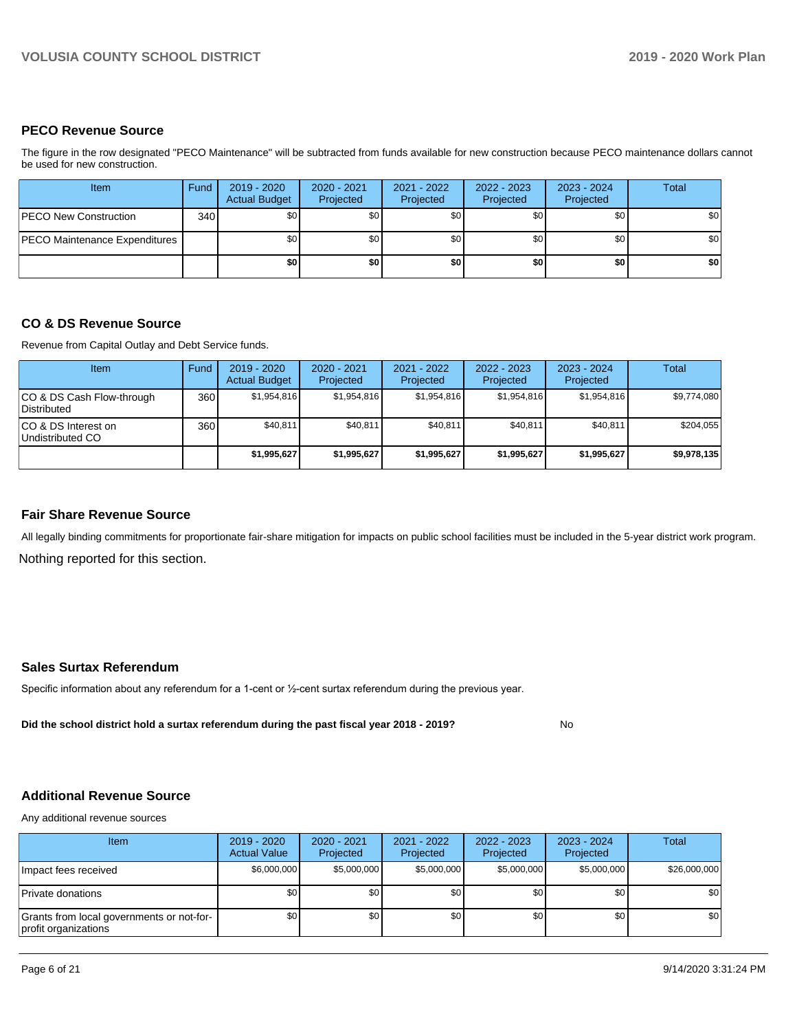## PECO Revenue Source

The figure in the row designated "PECO Maintenance" will be subtracted from funds available for new construction because PECO maintenance dollars cannot be used for new construction.

| Item | Fund | 2019 - 2020 Actual Budget | 2020 - 2021 Projected | 2021 - 2022 Projected | 2022 - 2023 Projected | 2023 - 2024 Projected | Total |
|---|---|---|---|---|---|---|---|
| PECO New Construction | 340 | $0 | $0 | $0 | $0 | $0 | $0 |
| PECO Maintenance Expenditures | | $0 | $0 | $0 | $0 | $0 | $0 |
| | | **$0** | **$0** | **$0** | **$0** | **$0** | **$0** |

## CO & DS Revenue Source

Revenue from Capital Outlay and Debt Service funds.

| Item | Fund | 2019 - 2020 Actual Budget | 2020 - 2021 Projected | 2021 - 2022 Projected | 2022 - 2023 Projected | 2023 - 2024 Projected | Total |
|---|---|---|---|---|---|---|---|
| CO & DS Cash Flow-through Distributed | 360 | $1,954,816 | $1,954,816 | $1,954,816 | $1,954,816 | $1,954,816 | $9,774,080 |
| CO & DS Interest on Undistributed CO | 360 | $40,811 | $40,811 | $40,811 | $40,811 | $40,811 | $204,055 |
| | | **$1,995,627** | **$1,995,627** | **$1,995,627** | **$1,995,627** | **$1,995,627** | **$9,978,135** |

## Fair Share Revenue Source

All legally binding commitments for proportionate fair-share mitigation for impacts on public school facilities must be included in the 5-year district work program.

Nothing reported for this section.

## Sales Surtax Referendum

Specific information about any referendum for a 1-cent or ½-cent surtax referendum during the previous year.

**Did the school district hold a surtax referendum during the past fiscal year 2018 - 2019?** No

## Additional Revenue Source

Any additional revenue sources

| Item | 2019 - 2020 Actual Value | 2020 - 2021 Projected | 2021 - 2022 Projected | 2022 - 2023 Projected | 2023 - 2024 Projected | Total |
|---|---|---|---|---|---|---|
| Impact fees received | $6,000,000 | $5,000,000 | $5,000,000 | $5,000,000 | $5,000,000 | $26,000,000 |
| Private donations | $0 | $0 | $0 | $0 | $0 | $0 |
| Grants from local governments or not-for-profit organizations | $0 | $0 | $0 | $0 | $0 | $0 |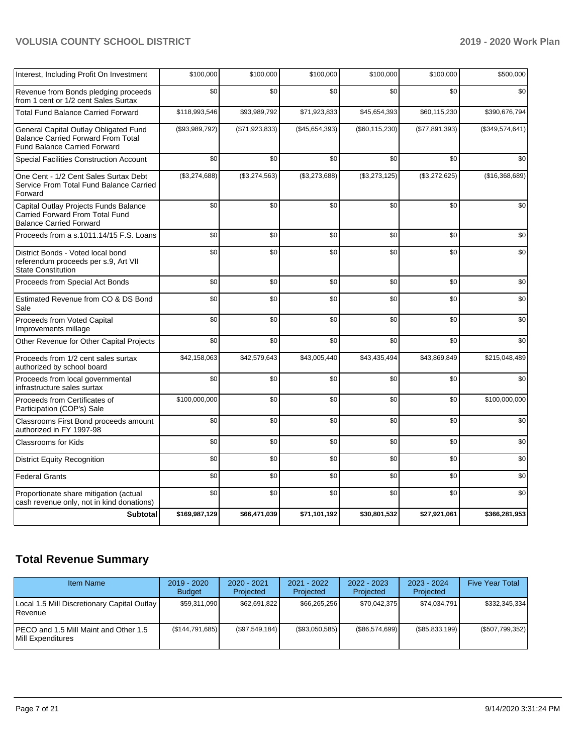| | | | | | | |
|---|---|---|---|---|---|---|
| Interest, Including Profit On Investment | $100,000 | $100,000 | $100,000 | $100,000 | $100,000 | $500,000 |
| Revenue from Bonds pledging proceeds from 1 cent or 1/2 cent Sales Surtax | $0 | $0 | $0 | $0 | $0 | $0 |
| Total Fund Balance Carried Forward | $118,993,546 | $93,989,792 | $71,923,833 | $45,654,393 | $60,115,230 | $390,676,794 |
| General Capital Outlay Obligated Fund Balance Carried Forward From Total Fund Balance Carried Forward | ($93,989,792) | ($71,923,833) | ($45,654,393) | ($60,115,230) | ($77,891,393) | ($349,574,641) |
| Special Facilities Construction Account | $0 | $0 | $0 | $0 | $0 | $0 |
| One Cent - 1/2 Cent Sales Surtax Debt Service From Total Fund Balance Carried Forward | ($3,274,688) | ($3,274,563) | ($3,273,688) | ($3,273,125) | ($3,272,625) | ($16,368,689) |
| Capital Outlay Projects Funds Balance Carried Forward From Total Fund Balance Carried Forward | $0 | $0 | $0 | $0 | $0 | $0 |
| Proceeds from a s.1011.14/15 F.S. Loans | $0 | $0 | $0 | $0 | $0 | $0 |
| District Bonds - Voted local bond referendum proceeds per s.9, Art VII State Constitution | $0 | $0 | $0 | $0 | $0 | $0 |
| Proceeds from Special Act Bonds | $0 | $0 | $0 | $0 | $0 | $0 |
| Estimated Revenue from CO & DS Bond Sale | $0 | $0 | $0 | $0 | $0 | $0 |
| Proceeds from Voted Capital Improvements millage | $0 | $0 | $0 | $0 | $0 | $0 |
| Other Revenue for Other Capital Projects | $0 | $0 | $0 | $0 | $0 | $0 |
| Proceeds from 1/2 cent sales surtax authorized by school board | $42,158,063 | $42,579,643 | $43,005,440 | $43,435,494 | $43,869,849 | $215,048,489 |
| Proceeds from local governmental infrastructure sales surtax | $0 | $0 | $0 | $0 | $0 | $0 |
| Proceeds from Certificates of Participation (COP's) Sale | $100,000,000 | $0 | $0 | $0 | $0 | $100,000,000 |
| Classrooms First Bond proceeds amount authorized in FY 1997-98 | $0 | $0 | $0 | $0 | $0 | $0 |
| Classrooms for Kids | $0 | $0 | $0 | $0 | $0 | $0 |
| District Equity Recognition | $0 | $0 | $0 | $0 | $0 | $0 |
| Federal Grants | $0 | $0 | $0 | $0 | $0 | $0 |
| Proportionate share mitigation (actual cash revenue only, not in kind donations) | $0 | $0 | $0 | $0 | $0 | $0 |
| **Subtotal** | **$169,987,129** | **$66,471,039** | **$71,101,192** | **$30,801,532** | **$27,921,061** | **$366,281,953** |

## Total Revenue Summary

| Item Name | 2019 - 2020 Budget | 2020 - 2021 Projected | 2021 - 2022 Projected | 2022 - 2023 Projected | 2023 - 2024 Projected | Five Year Total |
|---|---|---|---|---|---|---|
| Local 1.5 Mill Discretionary Capital Outlay Revenue | $59,311,090 | $62,691,822 | $66,265,256 | $70,042,375 | $74,034,791 | $332,345,334 |
| PECO and 1.5 Mill Maint and Other 1.5 Mill Expenditures | ($144,791,685) | ($97,549,184) | ($93,050,585) | ($86,574,699) | ($85,833,199) | ($507,799,352) |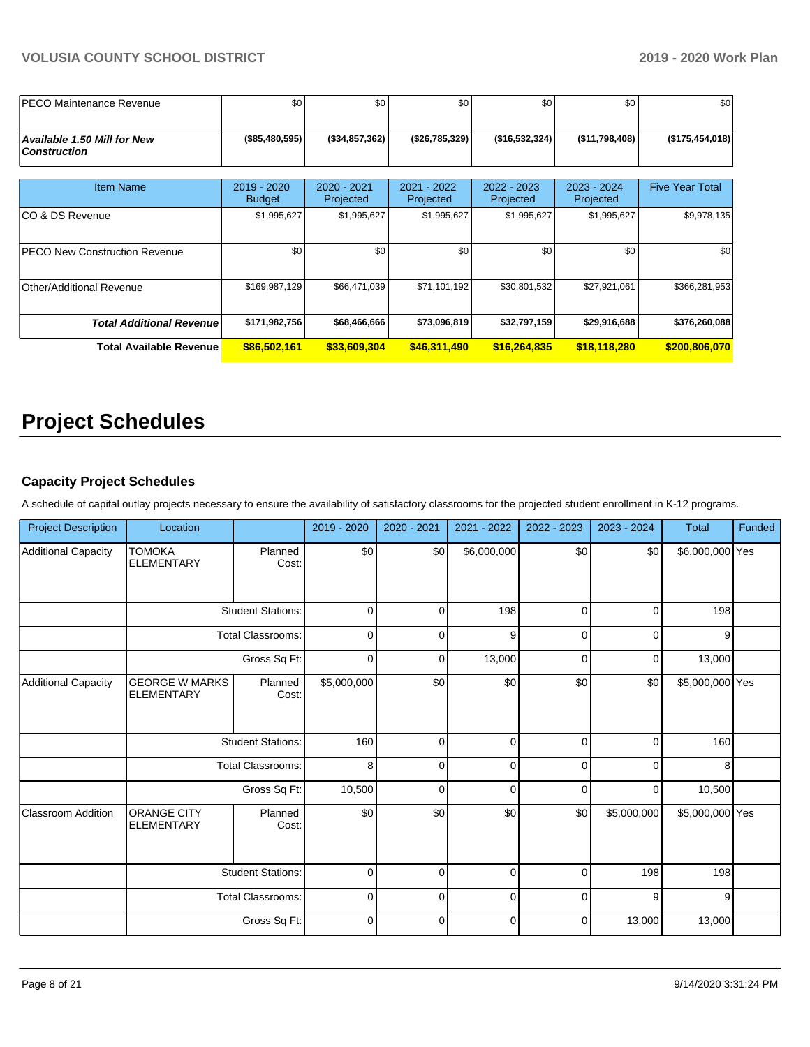| | | | | | | |
|---|---|---|---|---|---|---|
| PECO Maintenance Revenue | $0 | $0 | $0 | $0 | $0 | $0 |
| ***Available 1.50 Mill for New Construction*** | **($85,480,595)** | **($34,857,362)** | **($26,785,329)** | **($16,532,324)** | **($11,798,408)** | **($175,454,018)** |

| Item Name | 2019 - 2020 Budget | 2020 - 2021 Projected | 2021 - 2022 Projected | 2022 - 2023 Projected | 2023 - 2024 Projected | Five Year Total |
|---|---|---|---|---|---|---|
| CO & DS Revenue | $1,995,627 | $1,995,627 | $1,995,627 | $1,995,627 | $1,995,627 | $9,978,135 |
| PECO New Construction Revenue | $0 | $0 | $0 | $0 | $0 | $0 |
| Other/Additional Revenue | $169,987,129 | $66,471,039 | $71,101,192 | $30,801,532 | $27,921,061 | $366,281,953 |
| ***Total Additional Revenue*** | **$171,982,756** | **$68,466,666** | **$73,096,819** | **$32,797,159** | **$29,916,688** | **$376,260,088** |
| **Total Available Revenue** | **$86,502,161** | **$33,609,304** | **$46,311,490** | **$16,264,835** | **$18,118,280** | **$200,806,070** |

# Project Schedules

### Capacity Project Schedules

A schedule of capital outlay projects necessary to ensure the availability of satisfactory classrooms for the projected student enrollment in K-12 programs.

| Project Description | Location | | 2019 - 2020 | 2020 - 2021 | 2021 - 2022 | 2022 - 2023 | 2023 - 2024 | Total | Funded |
|---|---|---|---|---|---|---|---|---|---|
| Additional Capacity | TOMOKA ELEMENTARY | Planned Cost: | $0 | $0 | $6,000,000 | $0 | $0 | $6,000,000 | Yes |
| | | Student Stations: | 0 | 0 | 198 | 0 | 0 | 198 | |
| | | Total Classrooms: | 0 | 0 | 9 | 0 | 0 | 9 | |
| | | Gross Sq Ft: | 0 | 0 | 13,000 | 0 | 0 | 13,000 | |
| Additional Capacity | GEORGE W MARKS ELEMENTARY | Planned Cost: | $5,000,000 | $0 | $0 | $0 | $0 | $5,000,000 | Yes |
| | | Student Stations: | 160 | 0 | 0 | 0 | 0 | 160 | |
| | | Total Classrooms: | 8 | 0 | 0 | 0 | 0 | 8 | |
| | | Gross Sq Ft: | 10,500 | 0 | 0 | 0 | 0 | 10,500 | |
| Classroom Addition | ORANGE CITY ELEMENTARY | Planned Cost: | $0 | $0 | $0 | $0 | $5,000,000 | $5,000,000 | Yes |
| | | Student Stations: | 0 | 0 | 0 | 0 | 198 | 198 | |
| | | Total Classrooms: | 0 | 0 | 0 | 0 | 9 | 9 | |
| | | Gross Sq Ft: | 0 | 0 | 0 | 0 | 13,000 | 13,000 | |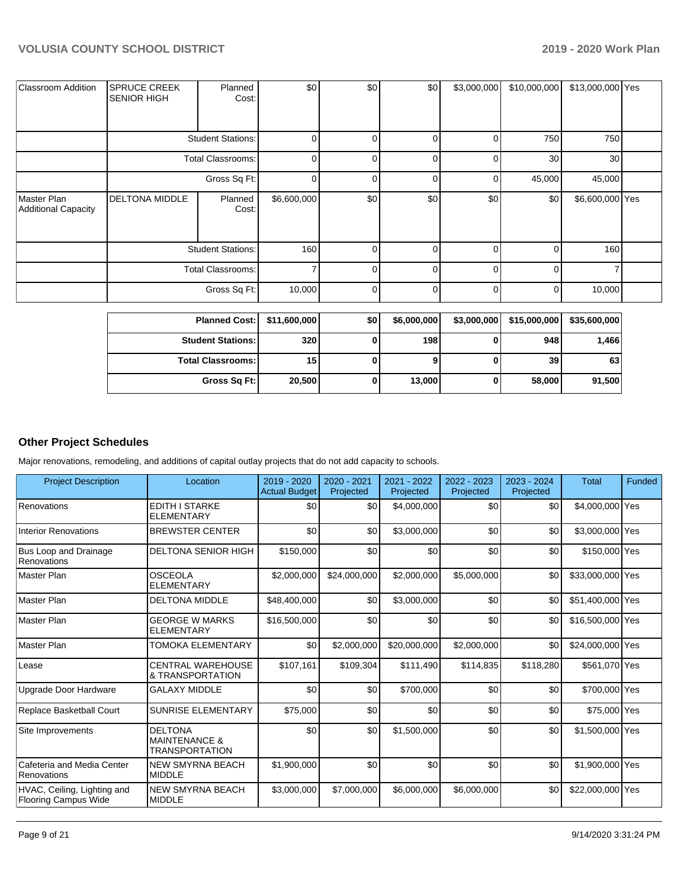| Classroom Addition | SPRUCE CREEK SENIOR HIGH | Planned Cost: | $0 | $0 | $0 | $3,000,000 | $10,000,000 | $13,000,000 | Yes |
|---|---|---|---|---|---|---|---|---|---|
| | Student Stations: | | 0 | 0 | 0 | 0 | 750 | 750 | |
| | Total Classrooms: | | 0 | 0 | 0 | 0 | 30 | 30 | |
| | Gross Sq Ft: | | 0 | 0 | 0 | 0 | 45,000 | 45,000 | |
| Master Plan Additional Capacity | DELTONA MIDDLE | Planned Cost: | $6,600,000 | $0 | $0 | $0 | $0 | $6,600,000 | Yes |
| | Student Stations: | | 160 | 0 | 0 | 0 | 0 | 160 | |
| | Total Classrooms: | | 7 | 0 | 0 | 0 | 0 | 7 | |
| | Gross Sq Ft: | | 10,000 | 0 | 0 | 0 | 0 | 10,000 | |

| | | | | | | |
|---|---|---|---|---|---|---|
| **Planned Cost:** | **$11,600,000** | **$0** | **$6,000,000** | **$3,000,000** | **$15,000,000** | **$35,600,000** |
| **Student Stations:** | **320** | **0** | **198** | **0** | **948** | **1,466** |
| **Total Classrooms:** | **15** | **0** | **9** | **0** | **39** | **63** |
| **Gross Sq Ft:** | **20,500** | **0** | **13,000** | **0** | **58,000** | **91,500** |

## Other Project Schedules

Major renovations, remodeling, and additions of capital outlay projects that do not add capacity to schools.

| Project Description | Location | 2019 - 2020 Actual Budget | 2020 - 2021 Projected | 2021 - 2022 Projected | 2022 - 2023 Projected | 2023 - 2024 Projected | Total | Funded |
|---|---|---|---|---|---|---|---|---|
| Renovations | EDITH I STARKE ELEMENTARY | $0 | $0 | $4,000,000 | $0 | $0 | $4,000,000 | Yes |
| Interior Renovations | BREWSTER CENTER | $0 | $0 | $3,000,000 | $0 | $0 | $3,000,000 | Yes |
| Bus Loop and Drainage Renovations | DELTONA SENIOR HIGH | $150,000 | $0 | $0 | $0 | $0 | $150,000 | Yes |
| Master Plan | OSCEOLA ELEMENTARY | $2,000,000 | $24,000,000 | $2,000,000 | $5,000,000 | $0 | $33,000,000 | Yes |
| Master Plan | DELTONA MIDDLE | $48,400,000 | $0 | $3,000,000 | $0 | $0 | $51,400,000 | Yes |
| Master Plan | GEORGE W MARKS ELEMENTARY | $16,500,000 | $0 | $0 | $0 | $0 | $16,500,000 | Yes |
| Master Plan | TOMOKA ELEMENTARY | $0 | $2,000,000 | $20,000,000 | $2,000,000 | $0 | $24,000,000 | Yes |
| Lease | CENTRAL WAREHOUSE & TRANSPORTATION | $107,161 | $109,304 | $111,490 | $114,835 | $118,280 | $561,070 | Yes |
| Upgrade Door Hardware | GALAXY MIDDLE | $0 | $0 | $700,000 | $0 | $0 | $700,000 | Yes |
| Replace Basketball Court | SUNRISE ELEMENTARY | $75,000 | $0 | $0 | $0 | $0 | $75,000 | Yes |
| Site Improvements | DELTONA MAINTENANCE & TRANSPORTATION | $0 | $0 | $1,500,000 | $0 | $0 | $1,500,000 | Yes |
| Cafeteria and Media Center Renovations | NEW SMYRNA BEACH MIDDLE | $1,900,000 | $0 | $0 | $0 | $0 | $1,900,000 | Yes |
| HVAC, Ceiling, Lighting and Flooring Campus Wide | NEW SMYRNA BEACH MIDDLE | $3,000,000 | $7,000,000 | $6,000,000 | $6,000,000 | $0 | $22,000,000 | Yes |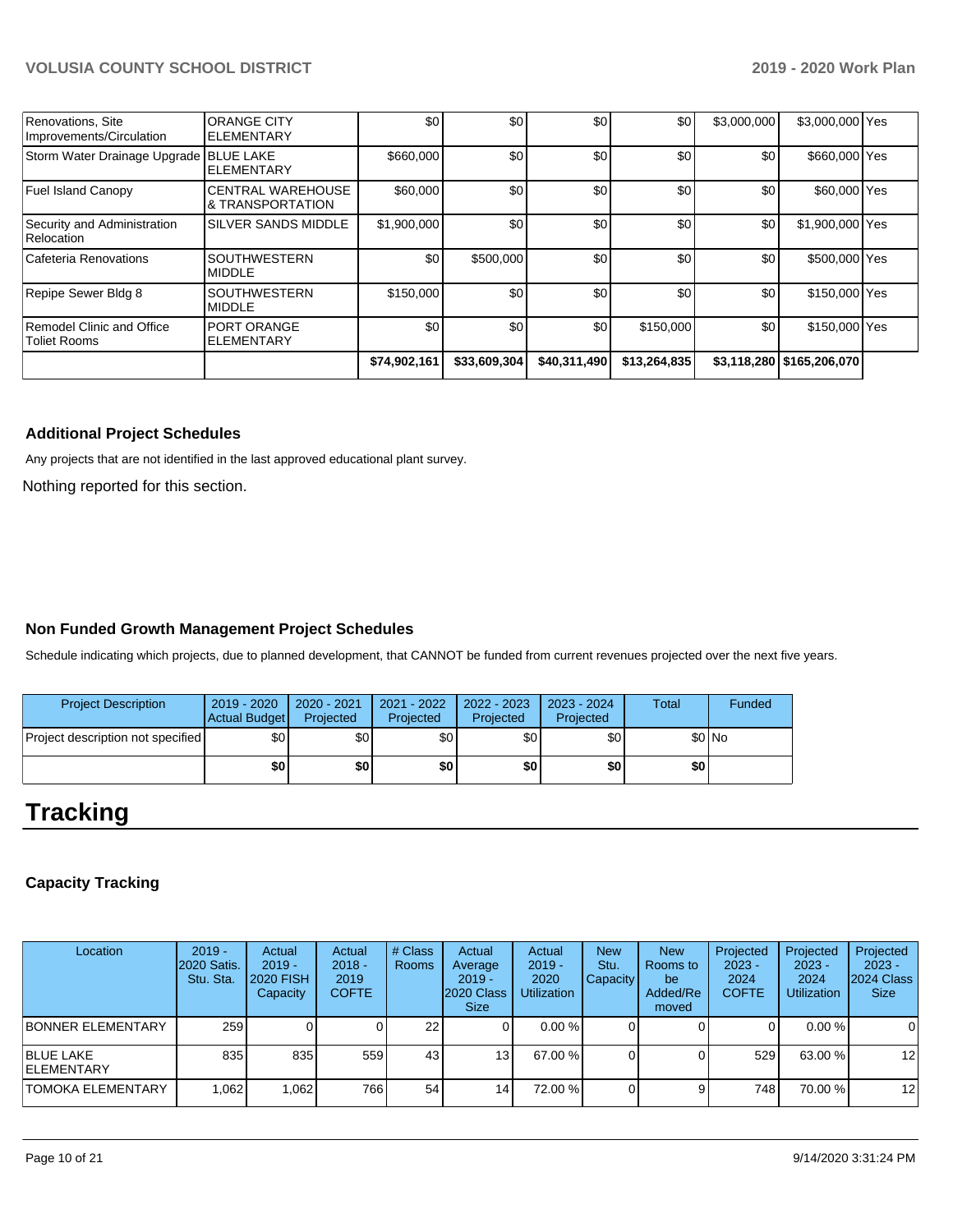| | | | | | | | | |
|---|---|---|---|---|---|---|---|---|
| Renovations, Site Improvements/Circulation | ORANGE CITY ELEMENTARY | $0 | $0 | $0 | $0 | $3,000,000 | $3,000,000 | Yes |
| Storm Water Drainage Upgrade | BLUE LAKE ELEMENTARY | $660,000 | $0 | $0 | $0 | $0 | $660,000 | Yes |
| Fuel Island Canopy | CENTRAL WAREHOUSE & TRANSPORTATION | $60,000 | $0 | $0 | $0 | $0 | $60,000 | Yes |
| Security and Administration Relocation | SILVER SANDS MIDDLE | $1,900,000 | $0 | $0 | $0 | $0 | $1,900,000 | Yes |
| Cafeteria Renovations | SOUTHWESTERN MIDDLE | $0 | $500,000 | $0 | $0 | $0 | $500,000 | Yes |
| Repipe Sewer Bldg 8 | SOUTHWESTERN MIDDLE | $150,000 | $0 | $0 | $0 | $0 | $150,000 | Yes |
| Remodel Clinic and Office Toliet Rooms | PORT ORANGE ELEMENTARY | $0 | $0 | $0 | $150,000 | $0 | $150,000 | Yes |
| | | **$74,902,161** | **$33,609,304** | **$40,311,490** | **$13,264,835** | **$3,118,280** | **$165,206,070** | |

### Additional Project Schedules

Any projects that are not identified in the last approved educational plant survey.

Nothing reported for this section.

### Non Funded Growth Management Project Schedules

Schedule indicating which projects, due to planned development, that CANNOT be funded from current revenues projected over the next five years.

| Project Description | 2019 - 2020 Actual Budget | 2020 - 2021 Projected | 2021 - 2022 Projected | 2022 - 2023 Projected | 2023 - 2024 Projected | Total | Funded |
|---|---|---|---|---|---|---|---|
| Project description not specified | $0 | $0 | $0 | $0 | $0 | $0 | No |
| | **$0** | **$0** | **$0** | **$0** | **$0** | **$0** | |

# Tracking

### Capacity Tracking

| Location | 2019 - 2020 Satis. Stu. Sta. | Actual 2019 - 2020 FISH Capacity | Actual 2018 - 2019 COFTE | # Class Rooms | Actual Average 2019 - 2020 Class Size | Actual 2019 - 2020 Utilization | New Stu. Capacity | New Rooms to be Added/Removed | Projected 2023 - 2024 COFTE | Projected 2023 - 2024 Utilization | Projected 2023 - 2024 Class Size |
|---|---|---|---|---|---|---|---|---|---|---|---|
| BONNER ELEMENTARY | 259 | 0 | 0 | 22 | 0 | 0.00 % | 0 | 0 | 0 | 0.00 % | 0 |
| BLUE LAKE ELEMENTARY | 835 | 835 | 559 | 43 | 13 | 67.00 % | 0 | 0 | 529 | 63.00 % | 12 |
| TOMOKA ELEMENTARY | 1,062 | 1,062 | 766 | 54 | 14 | 72.00 % | 0 | 9 | 748 | 70.00 % | 12 |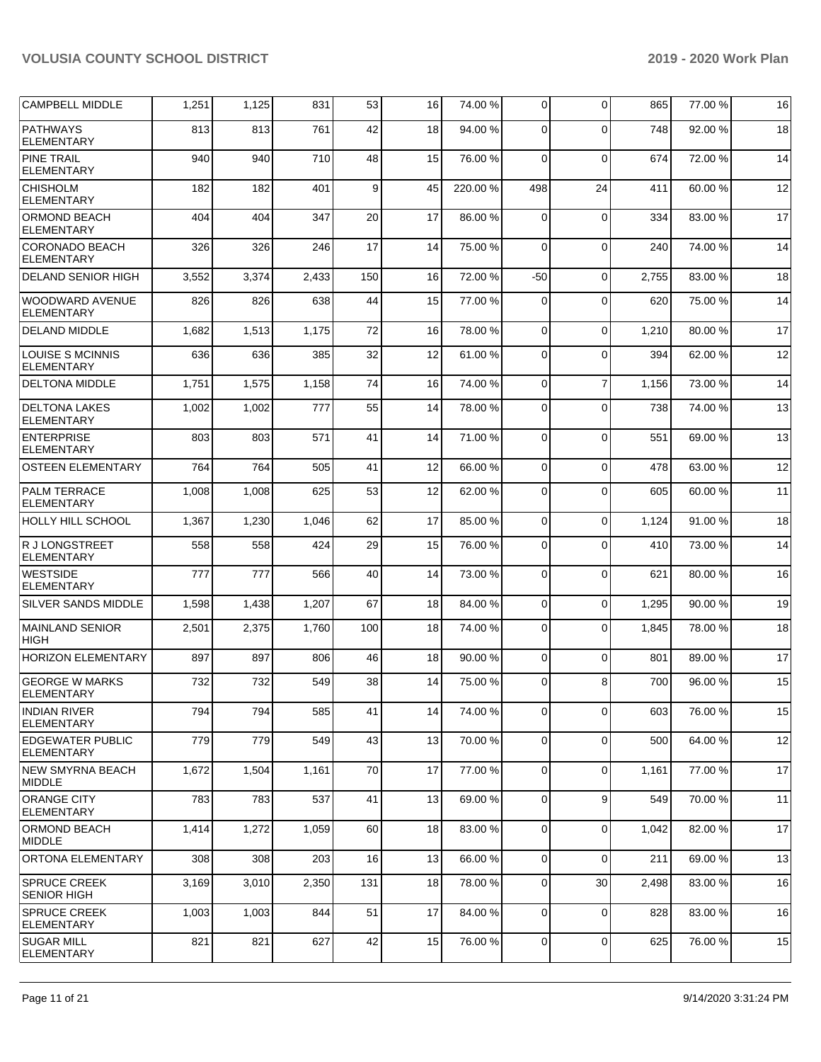| CAMPBELL MIDDLE | 1,251 | 1,125 | 831 | 53 | 16 | 74.00 % | 0 | 0 | 865 | 77.00 % | 16 |
|---|---|---|---|---|---|---|---|---|---|---|---|
| PATHWAYS ELEMENTARY | 813 | 813 | 761 | 42 | 18 | 94.00 % | 0 | 0 | 748 | 92.00 % | 18 |
| PINE TRAIL ELEMENTARY | 940 | 940 | 710 | 48 | 15 | 76.00 % | 0 | 0 | 674 | 72.00 % | 14 |
| CHISHOLM ELEMENTARY | 182 | 182 | 401 | 9 | 45 | 220.00 % | 498 | 24 | 411 | 60.00 % | 12 |
| ORMOND BEACH ELEMENTARY | 404 | 404 | 347 | 20 | 17 | 86.00 % | 0 | 0 | 334 | 83.00 % | 17 |
| CORONADO BEACH ELEMENTARY | 326 | 326 | 246 | 17 | 14 | 75.00 % | 0 | 0 | 240 | 74.00 % | 14 |
| DELAND SENIOR HIGH | 3,552 | 3,374 | 2,433 | 150 | 16 | 72.00 % | -50 | 0 | 2,755 | 83.00 % | 18 |
| WOODWARD AVENUE ELEMENTARY | 826 | 826 | 638 | 44 | 15 | 77.00 % | 0 | 0 | 620 | 75.00 % | 14 |
| DELAND MIDDLE | 1,682 | 1,513 | 1,175 | 72 | 16 | 78.00 % | 0 | 0 | 1,210 | 80.00 % | 17 |
| LOUISE S MCINNIS ELEMENTARY | 636 | 636 | 385 | 32 | 12 | 61.00 % | 0 | 0 | 394 | 62.00 % | 12 |
| DELTONA MIDDLE | 1,751 | 1,575 | 1,158 | 74 | 16 | 74.00 % | 0 | 7 | 1,156 | 73.00 % | 14 |
| DELTONA LAKES ELEMENTARY | 1,002 | 1,002 | 777 | 55 | 14 | 78.00 % | 0 | 0 | 738 | 74.00 % | 13 |
| ENTERPRISE ELEMENTARY | 803 | 803 | 571 | 41 | 14 | 71.00 % | 0 | 0 | 551 | 69.00 % | 13 |
| OSTEEN ELEMENTARY | 764 | 764 | 505 | 41 | 12 | 66.00 % | 0 | 0 | 478 | 63.00 % | 12 |
| PALM TERRACE ELEMENTARY | 1,008 | 1,008 | 625 | 53 | 12 | 62.00 % | 0 | 0 | 605 | 60.00 % | 11 |
| HOLLY HILL SCHOOL | 1,367 | 1,230 | 1,046 | 62 | 17 | 85.00 % | 0 | 0 | 1,124 | 91.00 % | 18 |
| R J LONGSTREET ELEMENTARY | 558 | 558 | 424 | 29 | 15 | 76.00 % | 0 | 0 | 410 | 73.00 % | 14 |
| WESTSIDE ELEMENTARY | 777 | 777 | 566 | 40 | 14 | 73.00 % | 0 | 0 | 621 | 80.00 % | 16 |
| SILVER SANDS MIDDLE | 1,598 | 1,438 | 1,207 | 67 | 18 | 84.00 % | 0 | 0 | 1,295 | 90.00 % | 19 |
| MAINLAND SENIOR HIGH | 2,501 | 2,375 | 1,760 | 100 | 18 | 74.00 % | 0 | 0 | 1,845 | 78.00 % | 18 |
| HORIZON ELEMENTARY | 897 | 897 | 806 | 46 | 18 | 90.00 % | 0 | 0 | 801 | 89.00 % | 17 |
| GEORGE W MARKS ELEMENTARY | 732 | 732 | 549 | 38 | 14 | 75.00 % | 0 | 8 | 700 | 96.00 % | 15 |
| INDIAN RIVER ELEMENTARY | 794 | 794 | 585 | 41 | 14 | 74.00 % | 0 | 0 | 603 | 76.00 % | 15 |
| EDGEWATER PUBLIC ELEMENTARY | 779 | 779 | 549 | 43 | 13 | 70.00 % | 0 | 0 | 500 | 64.00 % | 12 |
| NEW SMYRNA BEACH MIDDLE | 1,672 | 1,504 | 1,161 | 70 | 17 | 77.00 % | 0 | 0 | 1,161 | 77.00 % | 17 |
| ORANGE CITY ELEMENTARY | 783 | 783 | 537 | 41 | 13 | 69.00 % | 0 | 9 | 549 | 70.00 % | 11 |
| ORMOND BEACH MIDDLE | 1,414 | 1,272 | 1,059 | 60 | 18 | 83.00 % | 0 | 0 | 1,042 | 82.00 % | 17 |
| ORTONA ELEMENTARY | 308 | 308 | 203 | 16 | 13 | 66.00 % | 0 | 0 | 211 | 69.00 % | 13 |
| SPRUCE CREEK SENIOR HIGH | 3,169 | 3,010 | 2,350 | 131 | 18 | 78.00 % | 0 | 30 | 2,498 | 83.00 % | 16 |
| SPRUCE CREEK ELEMENTARY | 1,003 | 1,003 | 844 | 51 | 17 | 84.00 % | 0 | 0 | 828 | 83.00 % | 16 |
| SUGAR MILL ELEMENTARY | 821 | 821 | 627 | 42 | 15 | 76.00 % | 0 | 0 | 625 | 76.00 % | 15 |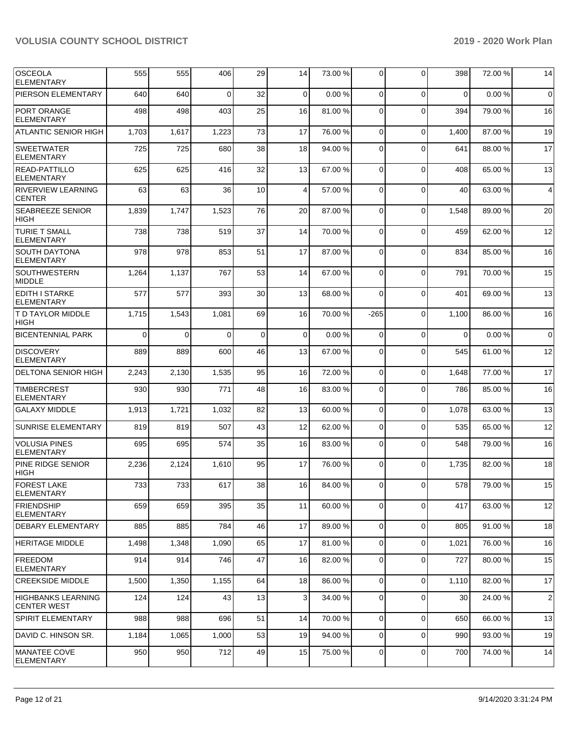| OSCEOLA ELEMENTARY | 555 | 555 | 406 | 29 | 14 | 73.00 % | 0 | 0 | 398 | 72.00 % | 14 |
|---|---|---|---|---|---|---|---|---|---|---|---|
| PIERSON ELEMENTARY | 640 | 640 | 0 | 32 | 0 | 0.00 % | 0 | 0 | 0 | 0.00 % | 0 |
| PORT ORANGE ELEMENTARY | 498 | 498 | 403 | 25 | 16 | 81.00 % | 0 | 0 | 394 | 79.00 % | 16 |
| ATLANTIC SENIOR HIGH | 1,703 | 1,617 | 1,223 | 73 | 17 | 76.00 % | 0 | 0 | 1,400 | 87.00 % | 19 |
| SWEETWATER ELEMENTARY | 725 | 725 | 680 | 38 | 18 | 94.00 % | 0 | 0 | 641 | 88.00 % | 17 |
| READ-PATTILLO ELEMENTARY | 625 | 625 | 416 | 32 | 13 | 67.00 % | 0 | 0 | 408 | 65.00 % | 13 |
| RIVERVIEW LEARNING CENTER | 63 | 63 | 36 | 10 | 4 | 57.00 % | 0 | 0 | 40 | 63.00 % | 4 |
| SEABREEZE SENIOR HIGH | 1,839 | 1,747 | 1,523 | 76 | 20 | 87.00 % | 0 | 0 | 1,548 | 89.00 % | 20 |
| TURIE T SMALL ELEMENTARY | 738 | 738 | 519 | 37 | 14 | 70.00 % | 0 | 0 | 459 | 62.00 % | 12 |
| SOUTH DAYTONA ELEMENTARY | 978 | 978 | 853 | 51 | 17 | 87.00 % | 0 | 0 | 834 | 85.00 % | 16 |
| SOUTHWESTERN MIDDLE | 1,264 | 1,137 | 767 | 53 | 14 | 67.00 % | 0 | 0 | 791 | 70.00 % | 15 |
| EDITH I STARKE ELEMENTARY | 577 | 577 | 393 | 30 | 13 | 68.00 % | 0 | 0 | 401 | 69.00 % | 13 |
| T D TAYLOR MIDDLE HIGH | 1,715 | 1,543 | 1,081 | 69 | 16 | 70.00 % | -265 | 0 | 1,100 | 86.00 % | 16 |
| BICENTENNIAL PARK | 0 | 0 | 0 | 0 | 0 | 0.00 % | 0 | 0 | 0 | 0.00 % | 0 |
| DISCOVERY ELEMENTARY | 889 | 889 | 600 | 46 | 13 | 67.00 % | 0 | 0 | 545 | 61.00 % | 12 |
| DELTONA SENIOR HIGH | 2,243 | 2,130 | 1,535 | 95 | 16 | 72.00 % | 0 | 0 | 1,648 | 77.00 % | 17 |
| TIMBERCREST ELEMENTARY | 930 | 930 | 771 | 48 | 16 | 83.00 % | 0 | 0 | 786 | 85.00 % | 16 |
| GALAXY MIDDLE | 1,913 | 1,721 | 1,032 | 82 | 13 | 60.00 % | 0 | 0 | 1,078 | 63.00 % | 13 |
| SUNRISE ELEMENTARY | 819 | 819 | 507 | 43 | 12 | 62.00 % | 0 | 0 | 535 | 65.00 % | 12 |
| VOLUSIA PINES ELEMENTARY | 695 | 695 | 574 | 35 | 16 | 83.00 % | 0 | 0 | 548 | 79.00 % | 16 |
| PINE RIDGE SENIOR HIGH | 2,236 | 2,124 | 1,610 | 95 | 17 | 76.00 % | 0 | 0 | 1,735 | 82.00 % | 18 |
| FOREST LAKE ELEMENTARY | 733 | 733 | 617 | 38 | 16 | 84.00 % | 0 | 0 | 578 | 79.00 % | 15 |
| FRIENDSHIP ELEMENTARY | 659 | 659 | 395 | 35 | 11 | 60.00 % | 0 | 0 | 417 | 63.00 % | 12 |
| DEBARY ELEMENTARY | 885 | 885 | 784 | 46 | 17 | 89.00 % | 0 | 0 | 805 | 91.00 % | 18 |
| HERITAGE MIDDLE | 1,498 | 1,348 | 1,090 | 65 | 17 | 81.00 % | 0 | 0 | 1,021 | 76.00 % | 16 |
| FREEDOM ELEMENTARY | 914 | 914 | 746 | 47 | 16 | 82.00 % | 0 | 0 | 727 | 80.00 % | 15 |
| CREEKSIDE MIDDLE | 1,500 | 1,350 | 1,155 | 64 | 18 | 86.00 % | 0 | 0 | 1,110 | 82.00 % | 17 |
| HIGHBANKS LEARNING CENTER WEST | 124 | 124 | 43 | 13 | 3 | 34.00 % | 0 | 0 | 30 | 24.00 % | 2 |
| SPIRIT ELEMENTARY | 988 | 988 | 696 | 51 | 14 | 70.00 % | 0 | 0 | 650 | 66.00 % | 13 |
| DAVID C. HINSON SR. | 1,184 | 1,065 | 1,000 | 53 | 19 | 94.00 % | 0 | 0 | 990 | 93.00 % | 19 |
| MANATEE COVE ELEMENTARY | 950 | 950 | 712 | 49 | 15 | 75.00 % | 0 | 0 | 700 | 74.00 % | 14 |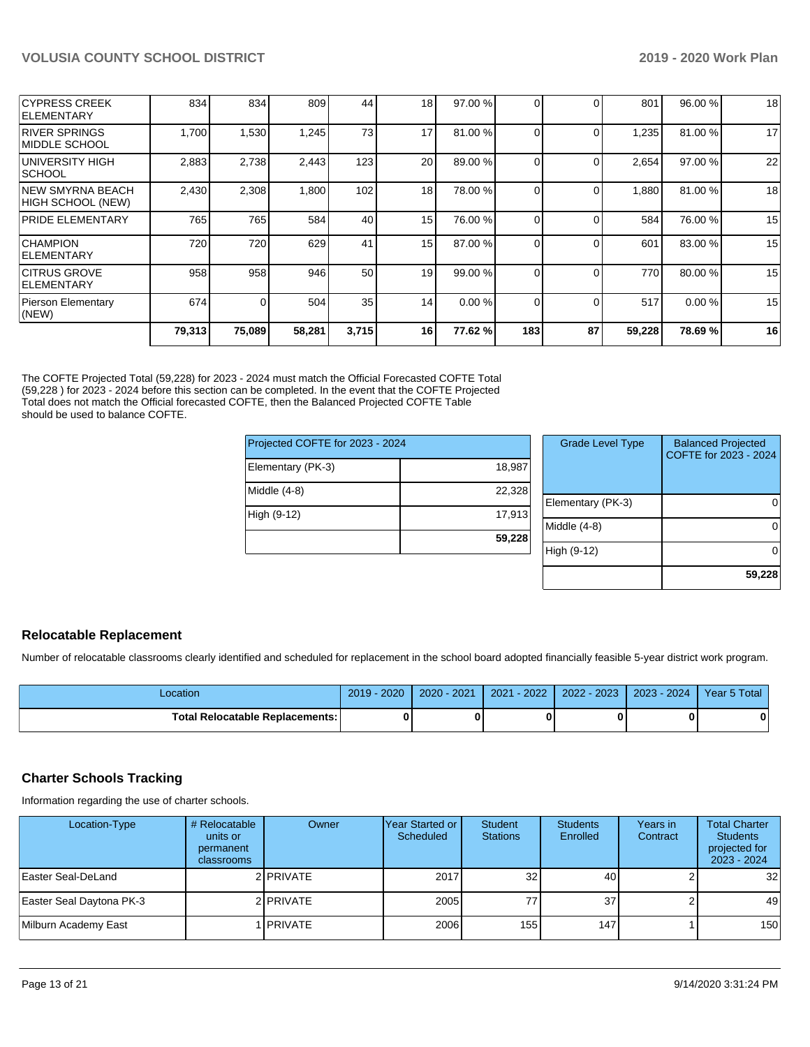| | | | | | | | | | | | |
|---|---|---|---|---|---|---|---|---|---|---|---|
| CYPRESS CREEK ELEMENTARY | 834 | 834 | 809 | 44 | 18 | 97.00 % | 0 | 0 | 801 | 96.00 % | 18 |
| RIVER SPRINGS MIDDLE SCHOOL | 1,700 | 1,530 | 1,245 | 73 | 17 | 81.00 % | 0 | 0 | 1,235 | 81.00 % | 17 |
| UNIVERSITY HIGH SCHOOL | 2,883 | 2,738 | 2,443 | 123 | 20 | 89.00 % | 0 | 0 | 2,654 | 97.00 % | 22 |
| NEW SMYRNA BEACH HIGH SCHOOL (NEW) | 2,430 | 2,308 | 1,800 | 102 | 18 | 78.00 % | 0 | 0 | 1,880 | 81.00 % | 18 |
| PRIDE ELEMENTARY | 765 | 765 | 584 | 40 | 15 | 76.00 % | 0 | 0 | 584 | 76.00 % | 15 |
| CHAMPION ELEMENTARY | 720 | 720 | 629 | 41 | 15 | 87.00 % | 0 | 0 | 601 | 83.00 % | 15 |
| CITRUS GROVE ELEMENTARY | 958 | 958 | 946 | 50 | 19 | 99.00 % | 0 | 0 | 770 | 80.00 % | 15 |
| Pierson Elementary (NEW) | 674 | 0 | 504 | 35 | 14 | 0.00 % | 0 | 0 | 517 | 0.00 % | 15 |
| | **79,313** | **75,089** | **58,281** | **3,715** | **16** | **77.62 %** | **183** | **87** | **59,228** | **78.69 %** | **16** |

The COFTE Projected Total (59,228) for 2023 - 2024 must match the Official Forecasted COFTE Total (59,228 ) for 2023 - 2024 before this section can be completed. In the event that the COFTE Projected Total does not match the Official forecasted COFTE, then the Balanced Projected COFTE Table should be used to balance COFTE.

| Projected COFTE for 2023 - 2024 | |
|---|---|
| Elementary (PK-3) | 18,987 |
| Middle (4-8) | 22,328 |
| High (9-12) | 17,913 |
| | **59,228** |

| Grade Level Type | Balanced Projected COFTE for 2023 - 2024 |
|---|---|
| Elementary (PK-3) | 0 |
| Middle (4-8) | 0 |
| High (9-12) | 0 |
| | **59,228** |

## Relocatable Replacement

Number of relocatable classrooms clearly identified and scheduled for replacement in the school board adopted financially feasible 5-year district work program.

| Location | 2019 - 2020 | 2020 - 2021 | 2021 - 2022 | 2022 - 2023 | 2023 - 2024 | Year 5 Total |
|---|---|---|---|---|---|---|
| **Total Relocatable Replacements:** | **0** | **0** | **0** | **0** | **0** | **0** |

## Charter Schools Tracking

Information regarding the use of charter schools.

| Location-Type | # Relocatable units or permanent classrooms | Owner | Year Started or Scheduled | Student Stations | Students Enrolled | Years in Contract | Total Charter Students projected for 2023 - 2024 |
|---|---|---|---|---|---|---|---|
| Easter Seal-DeLand | 2 | PRIVATE | 2017 | 32 | 40 | 2 | 32 |
| Easter Seal Daytona PK-3 | 2 | PRIVATE | 2005 | 77 | 37 | 2 | 49 |
| Milburn Academy East | 1 | PRIVATE | 2006 | 155 | 147 | 1 | 150 |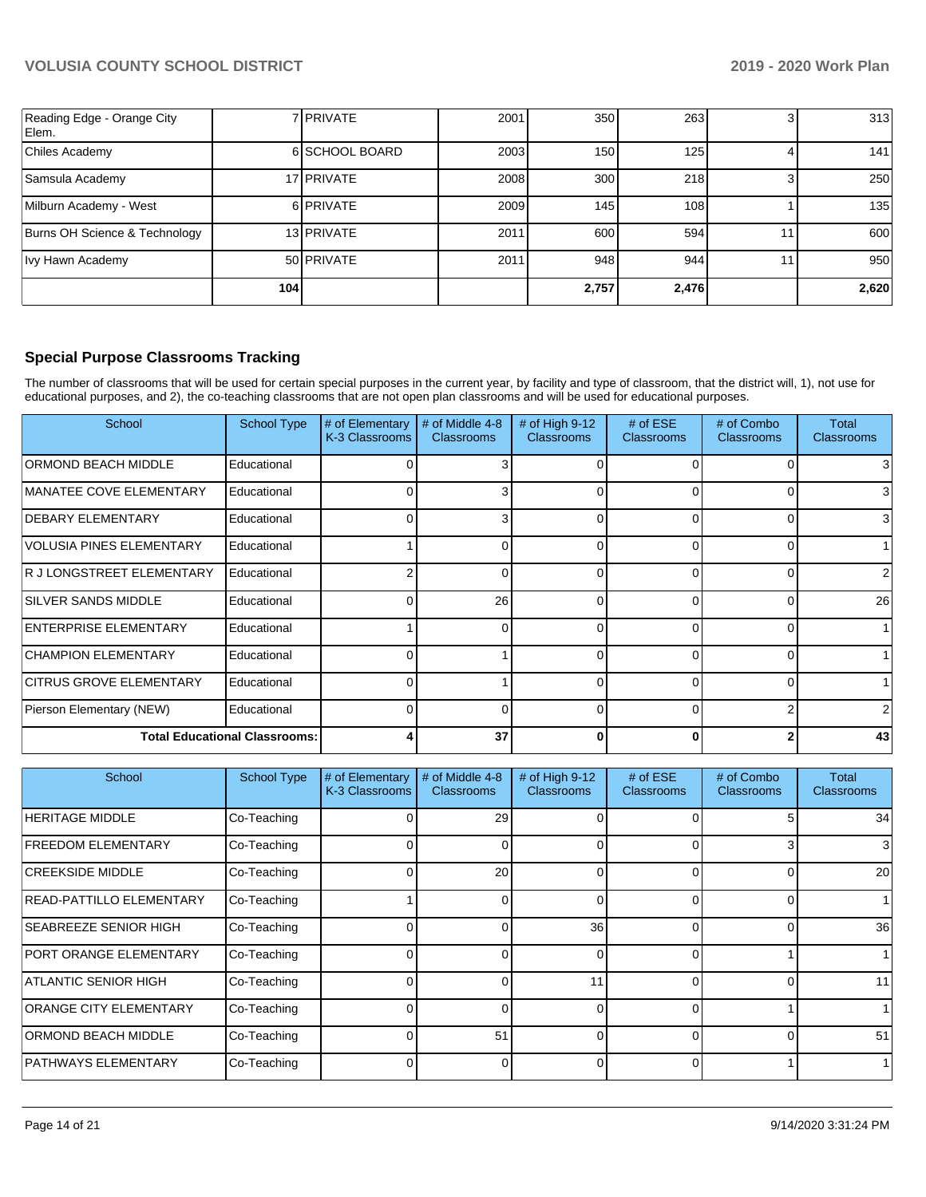| Reading Edge - Orange City Elem. | 7 | PRIVATE | 2001 | 350 | 263 | 3 | 313 |
|---|---|---|---|---|---|---|---|
| Chiles Academy | 6 | SCHOOL BOARD | 2003 | 150 | 125 | 4 | 141 |
| Samsula Academy | 17 | PRIVATE | 2008 | 300 | 218 | 3 | 250 |
| Milburn Academy - West | 6 | PRIVATE | 2009 | 145 | 108 | 1 | 135 |
| Burns OH Science & Technology | 13 | PRIVATE | 2011 | 600 | 594 | 11 | 600 |
| Ivy Hawn Academy | 50 | PRIVATE | 2011 | 948 | 944 | 11 | 950 |
| | 104 | | | 2,757 | 2,476 | | 2,620 |

## Special Purpose Classrooms Tracking

The number of classrooms that will be used for certain special purposes in the current year, by facility and type of classroom, that the district will, 1), not use for educational purposes, and 2), the co-teaching classrooms that are not open plan classrooms and will be used for educational purposes.

| School | School Type | # of Elementary K-3 Classrooms | # of Middle 4-8 Classrooms | # of High 9-12 Classrooms | # of ESE Classrooms | # of Combo Classrooms | Total Classrooms |
|---|---|---|---|---|---|---|---|
| ORMOND BEACH MIDDLE | Educational | 0 | 3 | 0 | 0 | 0 | 3 |
| MANATEE COVE ELEMENTARY | Educational | 0 | 3 | 0 | 0 | 0 | 3 |
| DEBARY ELEMENTARY | Educational | 0 | 3 | 0 | 0 | 0 | 3 |
| VOLUSIA PINES ELEMENTARY | Educational | 1 | 0 | 0 | 0 | 0 | 1 |
| R J LONGSTREET ELEMENTARY | Educational | 2 | 0 | 0 | 0 | 0 | 2 |
| SILVER SANDS MIDDLE | Educational | 0 | 26 | 0 | 0 | 0 | 26 |
| ENTERPRISE ELEMENTARY | Educational | 1 | 0 | 0 | 0 | 0 | 1 |
| CHAMPION ELEMENTARY | Educational | 0 | 1 | 0 | 0 | 0 | 1 |
| CITRUS GROVE ELEMENTARY | Educational | 0 | 1 | 0 | 0 | 0 | 1 |
| Pierson Elementary (NEW) | Educational | 0 | 0 | 0 | 0 | 2 | 2 |
| **Total Educational Classrooms:** | | **4** | **37** | **0** | **0** | **2** | **43** |

| School | School Type | # of Elementary K-3 Classrooms | # of Middle 4-8 Classrooms | # of High 9-12 Classrooms | # of ESE Classrooms | # of Combo Classrooms | Total Classrooms |
|---|---|---|---|---|---|---|---|
| HERITAGE MIDDLE | Co-Teaching | 0 | 29 | 0 | 0 | 5 | 34 |
| FREEDOM ELEMENTARY | Co-Teaching | 0 | 0 | 0 | 0 | 3 | 3 |
| CREEKSIDE MIDDLE | Co-Teaching | 0 | 20 | 0 | 0 | 0 | 20 |
| READ-PATTILLO ELEMENTARY | Co-Teaching | 1 | 0 | 0 | 0 | 0 | 1 |
| SEABREEZE SENIOR HIGH | Co-Teaching | 0 | 0 | 36 | 0 | 0 | 36 |
| PORT ORANGE ELEMENTARY | Co-Teaching | 0 | 0 | 0 | 0 | 1 | 1 |
| ATLANTIC SENIOR HIGH | Co-Teaching | 0 | 0 | 11 | 0 | 0 | 11 |
| ORANGE CITY ELEMENTARY | Co-Teaching | 0 | 0 | 0 | 0 | 1 | 1 |
| ORMOND BEACH MIDDLE | Co-Teaching | 0 | 51 | 0 | 0 | 0 | 51 |
| PATHWAYS ELEMENTARY | Co-Teaching | 0 | 0 | 0 | 0 | 1 | 1 |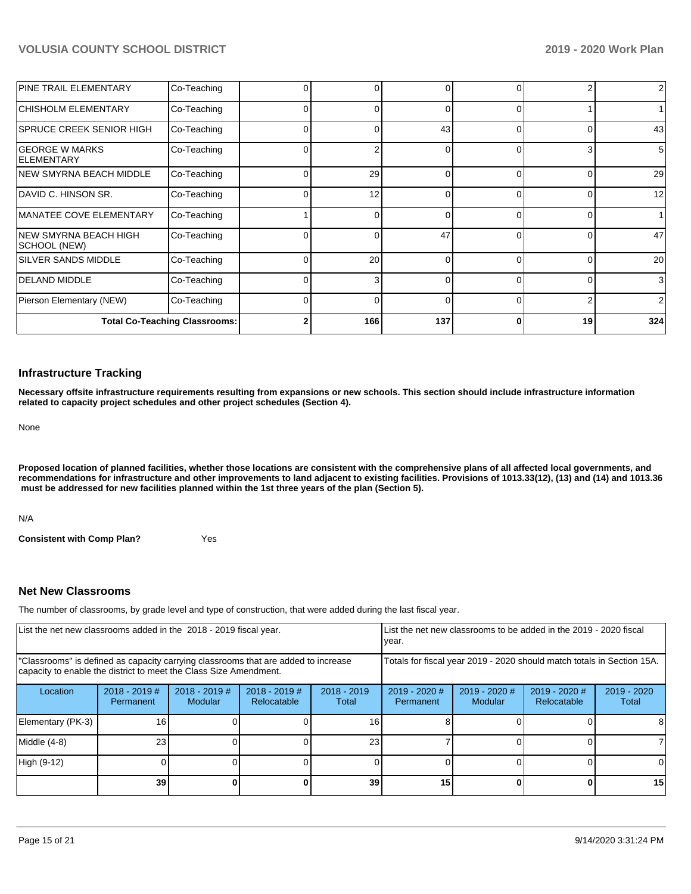| PINE TRAIL ELEMENTARY | Co-Teaching | 0 | 0 | 0 | 0 | 2 | 2 |
|---|---|---|---|---|---|---|---|
| CHISHOLM ELEMENTARY | Co-Teaching | 0 | 0 | 0 | 0 | 1 | 1 |
| SPRUCE CREEK SENIOR HIGH | Co-Teaching | 0 | 0 | 43 | 0 | 0 | 43 |
| GEORGE W MARKS ELEMENTARY | Co-Teaching | 0 | 2 | 0 | 0 | 3 | 5 |
| NEW SMYRNA BEACH MIDDLE | Co-Teaching | 0 | 29 | 0 | 0 | 0 | 29 |
| DAVID C. HINSON SR. | Co-Teaching | 0 | 12 | 0 | 0 | 0 | 12 |
| MANATEE COVE ELEMENTARY | Co-Teaching | 1 | 0 | 0 | 0 | 0 | 1 |
| NEW SMYRNA BEACH HIGH SCHOOL (NEW) | Co-Teaching | 0 | 0 | 47 | 0 | 0 | 47 |
| SILVER SANDS MIDDLE | Co-Teaching | 0 | 20 | 0 | 0 | 0 | 20 |
| DELAND MIDDLE | Co-Teaching | 0 | 3 | 0 | 0 | 0 | 3 |
| Pierson Elementary (NEW) | Co-Teaching | 0 | 0 | 0 | 0 | 2 | 2 |
| **Total Co-Teaching Classrooms:** | | **2** | **166** | **137** | **0** | **19** | **324** |

## Infrastructure Tracking

**Necessary offsite infrastructure requirements resulting from expansions or new schools. This section should include infrastructure information related to capacity project schedules and other project schedules (Section 4).**

None

**Proposed location of planned facilities, whether those locations are consistent with the comprehensive plans of all affected local governments, and recommendations for infrastructure and other improvements to land adjacent to existing facilities. Provisions of 1013.33(12), (13) and (14) and 1013.36 must be addressed for new facilities planned within the 1st three years of the plan (Section 5).**

N/A

**Consistent with Comp Plan?** Yes

## Net New Classrooms

The number of classrooms, by grade level and type of construction, that were added during the last fiscal year.

| List the net new classrooms added in the 2018 - 2019 fiscal year. | | | | | List the net new classrooms to be added in the 2019 - 2020 fiscal year. | | | |
|---|---|---|---|---|---|---|---|---|
| "Classrooms" is defined as capacity carrying classrooms that are added to increase capacity to enable the district to meet the Class Size Amendment. | | | | | Totals for fiscal year 2019 - 2020 should match totals in Section 15A. | | | |
| Location | 2018 - 2019 # Permanent | 2018 - 2019 # Modular | 2018 - 2019 # Relocatable | 2018 - 2019 Total | 2019 - 2020 # Permanent | 2019 - 2020 # Modular | 2019 - 2020 # Relocatable | 2019 - 2020 Total |
| Elementary (PK-3) | 16 | 0 | 0 | 16 | 8 | 0 | 0 | 8 |
| Middle (4-8) | 23 | 0 | 0 | 23 | 7 | 0 | 0 | 7 |
| High (9-12) | 0 | 0 | 0 | 0 | 0 | 0 | 0 | 0 |
| | **39** | **0** | **0** | **39** | **15** | **0** | **0** | **15** |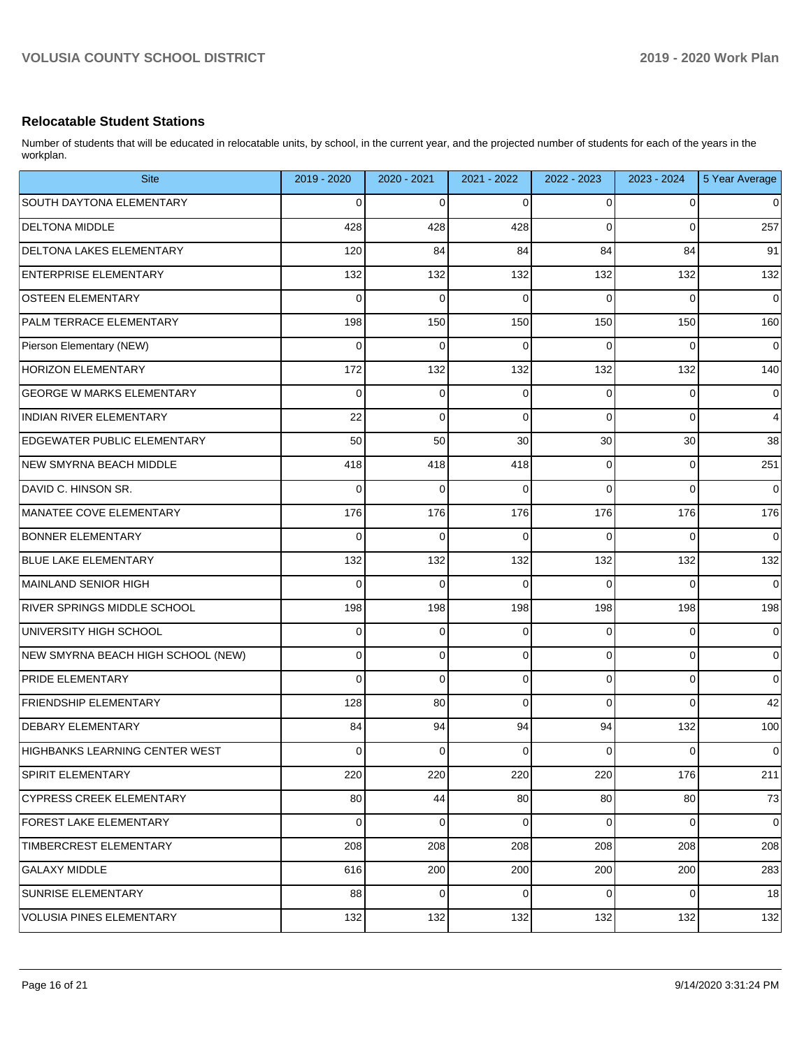## Relocatable Student Stations

Number of students that will be educated in relocatable units, by school, in the current year, and the projected number of students for each of the years in the workplan.

| Site | 2019 - 2020 | 2020 - 2021 | 2021 - 2022 | 2022 - 2023 | 2023 - 2024 | 5 Year Average |
|---|---|---|---|---|---|---|
| SOUTH DAYTONA ELEMENTARY | 0 | 0 | 0 | 0 | 0 | 0 |
| DELTONA MIDDLE | 428 | 428 | 428 | 0 | 0 | 257 |
| DELTONA LAKES ELEMENTARY | 120 | 84 | 84 | 84 | 84 | 91 |
| ENTERPRISE ELEMENTARY | 132 | 132 | 132 | 132 | 132 | 132 |
| OSTEEN ELEMENTARY | 0 | 0 | 0 | 0 | 0 | 0 |
| PALM TERRACE ELEMENTARY | 198 | 150 | 150 | 150 | 150 | 160 |
| Pierson Elementary (NEW) | 0 | 0 | 0 | 0 | 0 | 0 |
| HORIZON ELEMENTARY | 172 | 132 | 132 | 132 | 132 | 140 |
| GEORGE W MARKS ELEMENTARY | 0 | 0 | 0 | 0 | 0 | 0 |
| INDIAN RIVER ELEMENTARY | 22 | 0 | 0 | 0 | 0 | 4 |
| EDGEWATER PUBLIC ELEMENTARY | 50 | 50 | 30 | 30 | 30 | 38 |
| NEW SMYRNA BEACH MIDDLE | 418 | 418 | 418 | 0 | 0 | 251 |
| DAVID C. HINSON SR. | 0 | 0 | 0 | 0 | 0 | 0 |
| MANATEE COVE ELEMENTARY | 176 | 176 | 176 | 176 | 176 | 176 |
| BONNER ELEMENTARY | 0 | 0 | 0 | 0 | 0 | 0 |
| BLUE LAKE ELEMENTARY | 132 | 132 | 132 | 132 | 132 | 132 |
| MAINLAND SENIOR HIGH | 0 | 0 | 0 | 0 | 0 | 0 |
| RIVER SPRINGS MIDDLE SCHOOL | 198 | 198 | 198 | 198 | 198 | 198 |
| UNIVERSITY HIGH SCHOOL | 0 | 0 | 0 | 0 | 0 | 0 |
| NEW SMYRNA BEACH HIGH SCHOOL (NEW) | 0 | 0 | 0 | 0 | 0 | 0 |
| PRIDE ELEMENTARY | 0 | 0 | 0 | 0 | 0 | 0 |
| FRIENDSHIP ELEMENTARY | 128 | 80 | 0 | 0 | 0 | 42 |
| DEBARY ELEMENTARY | 84 | 94 | 94 | 94 | 132 | 100 |
| HIGHBANKS LEARNING CENTER WEST | 0 | 0 | 0 | 0 | 0 | 0 |
| SPIRIT ELEMENTARY | 220 | 220 | 220 | 220 | 176 | 211 |
| CYPRESS CREEK ELEMENTARY | 80 | 44 | 80 | 80 | 80 | 73 |
| FOREST LAKE ELEMENTARY | 0 | 0 | 0 | 0 | 0 | 0 |
| TIMBERCREST ELEMENTARY | 208 | 208 | 208 | 208 | 208 | 208 |
| GALAXY MIDDLE | 616 | 200 | 200 | 200 | 200 | 283 |
| SUNRISE ELEMENTARY | 88 | 0 | 0 | 0 | 0 | 18 |
| VOLUSIA PINES ELEMENTARY | 132 | 132 | 132 | 132 | 132 | 132 |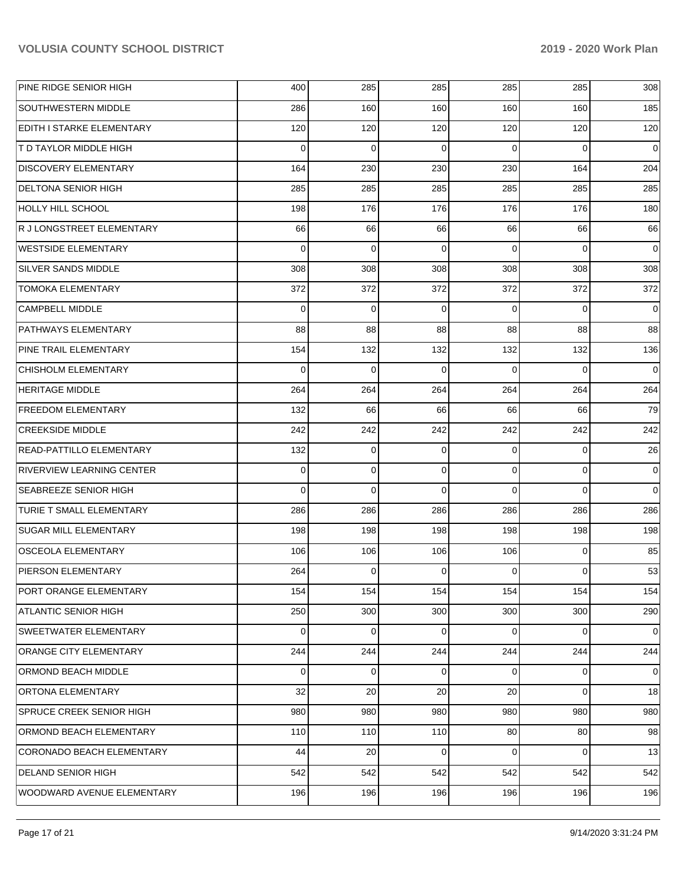| | | | | | | |
|---|---|---|---|---|---|---|
| PINE RIDGE SENIOR HIGH | 400 | 285 | 285 | 285 | 285 | 308 |
| SOUTHWESTERN MIDDLE | 286 | 160 | 160 | 160 | 160 | 185 |
| EDITH I STARKE ELEMENTARY | 120 | 120 | 120 | 120 | 120 | 120 |
| T D TAYLOR MIDDLE HIGH | 0 | 0 | 0 | 0 | 0 | 0 |
| DISCOVERY ELEMENTARY | 164 | 230 | 230 | 230 | 164 | 204 |
| DELTONA SENIOR HIGH | 285 | 285 | 285 | 285 | 285 | 285 |
| HOLLY HILL SCHOOL | 198 | 176 | 176 | 176 | 176 | 180 |
| R J LONGSTREET ELEMENTARY | 66 | 66 | 66 | 66 | 66 | 66 |
| WESTSIDE ELEMENTARY | 0 | 0 | 0 | 0 | 0 | 0 |
| SILVER SANDS MIDDLE | 308 | 308 | 308 | 308 | 308 | 308 |
| TOMOKA ELEMENTARY | 372 | 372 | 372 | 372 | 372 | 372 |
| CAMPBELL MIDDLE | 0 | 0 | 0 | 0 | 0 | 0 |
| PATHWAYS ELEMENTARY | 88 | 88 | 88 | 88 | 88 | 88 |
| PINE TRAIL ELEMENTARY | 154 | 132 | 132 | 132 | 132 | 136 |
| CHISHOLM ELEMENTARY | 0 | 0 | 0 | 0 | 0 | 0 |
| HERITAGE MIDDLE | 264 | 264 | 264 | 264 | 264 | 264 |
| FREEDOM ELEMENTARY | 132 | 66 | 66 | 66 | 66 | 79 |
| CREEKSIDE MIDDLE | 242 | 242 | 242 | 242 | 242 | 242 |
| READ-PATTILLO ELEMENTARY | 132 | 0 | 0 | 0 | 0 | 26 |
| RIVERVIEW LEARNING CENTER | 0 | 0 | 0 | 0 | 0 | 0 |
| SEABREEZE SENIOR HIGH | 0 | 0 | 0 | 0 | 0 | 0 |
| TURIE T SMALL ELEMENTARY | 286 | 286 | 286 | 286 | 286 | 286 |
| SUGAR MILL ELEMENTARY | 198 | 198 | 198 | 198 | 198 | 198 |
| OSCEOLA ELEMENTARY | 106 | 106 | 106 | 106 | 0 | 85 |
| PIERSON ELEMENTARY | 264 | 0 | 0 | 0 | 0 | 53 |
| PORT ORANGE ELEMENTARY | 154 | 154 | 154 | 154 | 154 | 154 |
| ATLANTIC SENIOR HIGH | 250 | 300 | 300 | 300 | 300 | 290 |
| SWEETWATER ELEMENTARY | 0 | 0 | 0 | 0 | 0 | 0 |
| ORANGE CITY ELEMENTARY | 244 | 244 | 244 | 244 | 244 | 244 |
| ORMOND BEACH MIDDLE | 0 | 0 | 0 | 0 | 0 | 0 |
| ORTONA ELEMENTARY | 32 | 20 | 20 | 20 | 0 | 18 |
| SPRUCE CREEK SENIOR HIGH | 980 | 980 | 980 | 980 | 980 | 980 |
| ORMOND BEACH ELEMENTARY | 110 | 110 | 110 | 80 | 80 | 98 |
| CORONADO BEACH ELEMENTARY | 44 | 20 | 0 | 0 | 0 | 13 |
| DELAND SENIOR HIGH | 542 | 542 | 542 | 542 | 542 | 542 |
| WOODWARD AVENUE ELEMENTARY | 196 | 196 | 196 | 196 | 196 | 196 |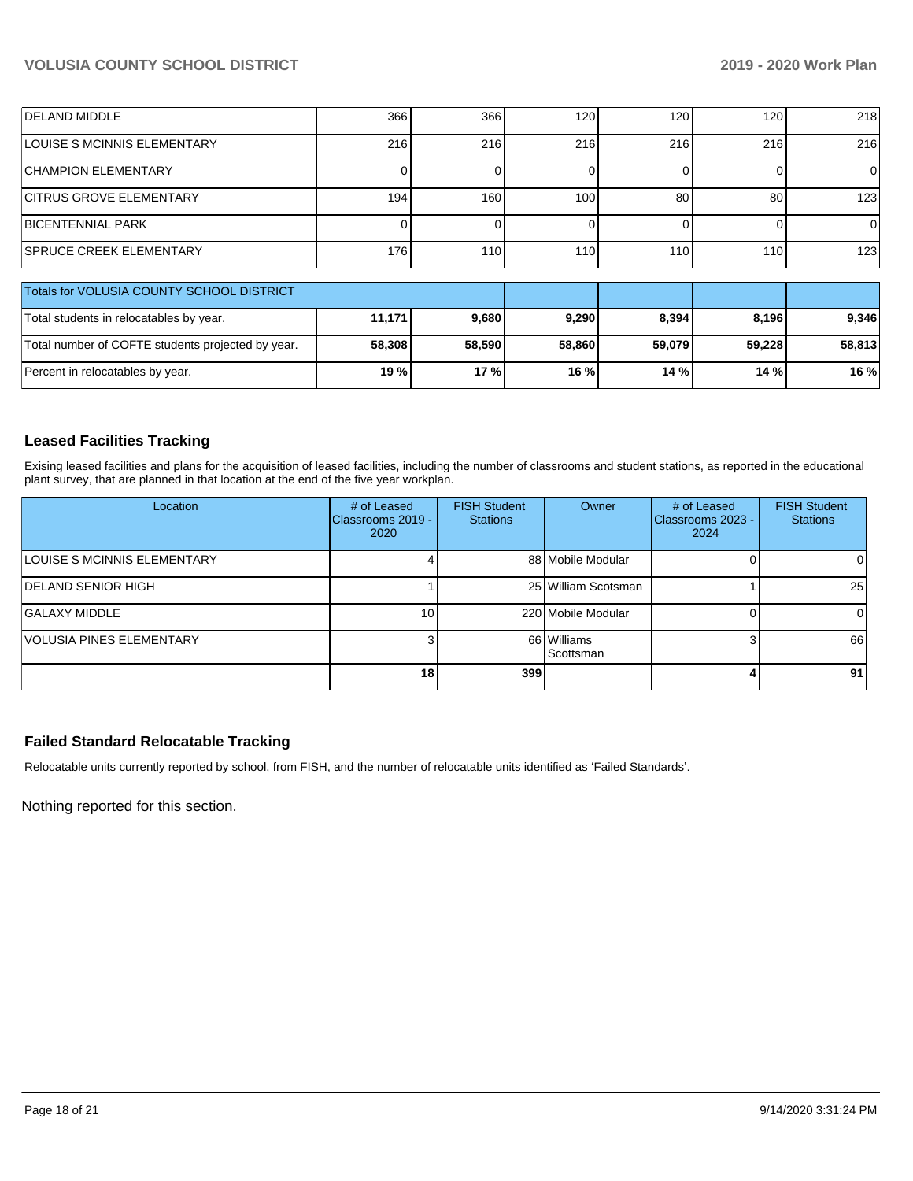| | | | | | | |
|---|---|---|---|---|---|---|
| DELAND MIDDLE | 366 | 366 | 120 | 120 | 120 | 218 |
| LOUISE S MCINNIS ELEMENTARY | 216 | 216 | 216 | 216 | 216 | 216 |
| CHAMPION ELEMENTARY | 0 | 0 | 0 | 0 | 0 | 0 |
| CITRUS GROVE ELEMENTARY | 194 | 160 | 100 | 80 | 80 | 123 |
| BICENTENNIAL PARK | 0 | 0 | 0 | 0 | 0 | 0 |
| SPRUCE CREEK ELEMENTARY | 176 | 110 | 110 | 110 | 110 | 123 |

| Totals for VOLUSIA COUNTY SCHOOL DISTRICT | | | | | | |
|---|---|---|---|---|---|---|
| Total students in relocatables by year. | **11,171** | **9,680** | **9,290** | **8,394** | **8,196** | **9,346** |
| Total number of COFTE students projected by year. | **58,308** | **58,590** | **58,860** | **59,079** | **59,228** | **58,813** |
| Percent in relocatables by year. | **19 %** | **17 %** | **16 %** | **14 %** | **14 %** | **16 %** |

## Leased Facilities Tracking

Exising leased facilities and plans for the acquisition of leased facilities, including the number of classrooms and student stations, as reported in the educational plant survey, that are planned in that location at the end of the five year workplan.

| Location | # of Leased Classrooms 2019 - 2020 | FISH Student Stations | Owner | # of Leased Classrooms 2023 - 2024 | FISH Student Stations |
|---|---|---|---|---|---|
| LOUISE S MCINNIS ELEMENTARY | 4 | 88 | Mobile Modular | 0 | 0 |
| DELAND SENIOR HIGH | 1 | 25 | William Scotsman | 1 | 25 |
| GALAXY MIDDLE | 10 | 220 | Mobile Modular | 0 | 0 |
| VOLUSIA PINES ELEMENTARY | 3 | 66 | Williams Scottsman | 3 | 66 |
| | **18** | **399** | | **4** | **91** |

## Failed Standard Relocatable Tracking

Relocatable units currently reported by school, from FISH, and the number of relocatable units identified as 'Failed Standards'.

Nothing reported for this section.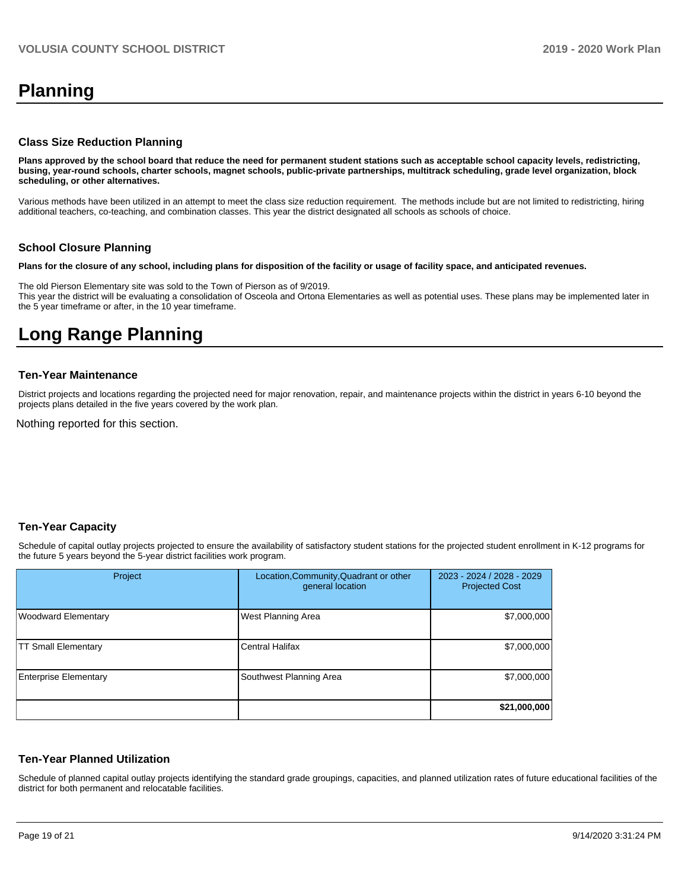# Planning

### Class Size Reduction Planning

**Plans approved by the school board that reduce the need for permanent student stations such as acceptable school capacity levels, redistricting, busing, year-round schools, charter schools, magnet schools, public-private partnerships, multitrack scheduling, grade level organization, block scheduling, or other alternatives.**

Various methods have been utilized in an attempt to meet the class size reduction requirement. The methods include but are not limited to redistricting, hiring additional teachers, co-teaching, and combination classes. This year the district designated all schools as schools of choice.

### School Closure Planning

**Plans for the closure of any school, including plans for disposition of the facility or usage of facility space, and anticipated revenues.**

The old Pierson Elementary site was sold to the Town of Pierson as of 9/2019.
This year the district will be evaluating a consolidation of Osceola and Ortona Elementaries as well as potential uses. These plans may be implemented later in the 5 year timeframe or after, in the 10 year timeframe.

# Long Range Planning

### Ten-Year Maintenance

District projects and locations regarding the projected need for major renovation, repair, and maintenance projects within the district in years 6-10 beyond the projects plans detailed in the five years covered by the work plan.

Nothing reported for this section.

### Ten-Year Capacity

Schedule of capital outlay projects projected to ensure the availability of satisfactory student stations for the projected student enrollment in K-12 programs for the future 5 years beyond the 5-year district facilities work program.

| Project | Location,Community,Quadrant or other general location | 2023 - 2024 / 2028 - 2029 Projected Cost |
|---|---|---|
| Woodward Elementary | West Planning Area | $7,000,000 |
| TT Small Elementary | Central Halifax | $7,000,000 |
| Enterprise Elementary | Southwest Planning Area | $7,000,000 |
| | | **$21,000,000** |

### Ten-Year Planned Utilization

Schedule of planned capital outlay projects identifying the standard grade groupings, capacities, and planned utilization rates of future educational facilities of the district for both permanent and relocatable facilities.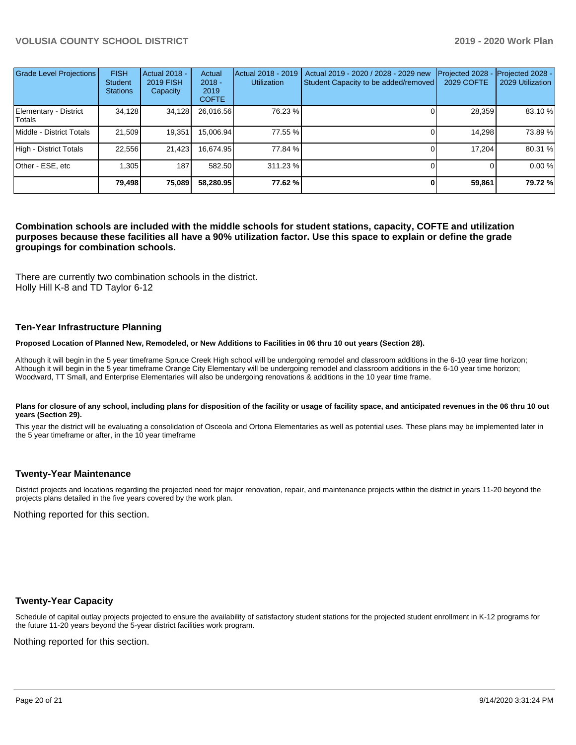| Grade Level Projections | FISH Student Stations | Actual 2018 - 2019 FISH Capacity | Actual 2018 - 2019 COFTE | Actual 2018 - 2019 Utilization | Actual 2019 - 2020 / 2028 - 2029 new Student Capacity to be added/removed | Projected 2028 - 2029 COFTE | Projected 2028 - 2029 Utilization |
|---|---|---|---|---|---|---|---|
| Elementary - District Totals | 34,128 | 34,128 | 26,016.56 | 76.23 % | 0 | 28,359 | 83.10 % |
| Middle - District Totals | 21,509 | 19,351 | 15,006.94 | 77.55 % | 0 | 14,298 | 73.89 % |
| High - District Totals | 22,556 | 21,423 | 16,674.95 | 77.84 % | 0 | 17,204 | 80.31 % |
| Other - ESE, etc | 1,305 | 187 | 582.50 | 311.23 % | 0 | 0 | 0.00 % |
| | **79,498** | **75,089** | **58,280.95** | **77.62 %** | **0** | **59,861** | **79.72 %** |

**Combination schools are included with the middle schools for student stations, capacity, COFTE and utilization purposes because these facilities all have a 90% utilization factor. Use this space to explain or define the grade groupings for combination schools.**

There are currently two combination schools in the district.
Holly Hill K-8 and TD Taylor 6-12

## Ten-Year Infrastructure Planning

**Proposed Location of Planned New, Remodeled, or New Additions to Facilities in 06 thru 10 out years (Section 28).**

Although it will begin in the 5 year timeframe Spruce Creek High school will be undergoing remodel and classroom additions in the 6-10 year time horizon;
Although it will begin in the 5 year timeframe Orange City Elementary will be undergoing remodel and classroom additions in the 6-10 year time horizon;
Woodward, TT Small, and Enterprise Elementaries will also be undergoing renovations & additions in the 10 year time frame.

**Plans for closure of any school, including plans for disposition of the facility or usage of facility space, and anticipated revenues in the 06 thru 10 out years (Section 29).**

This year the district will be evaluating a consolidation of Osceola and Ortona Elementaries as well as potential uses. These plans may be implemented later in the 5 year timeframe or after, in the 10 year timeframe

## Twenty-Year Maintenance

District projects and locations regarding the projected need for major renovation, repair, and maintenance projects within the district in years 11-20 beyond the projects plans detailed in the five years covered by the work plan.

Nothing reported for this section.

## Twenty-Year Capacity

Schedule of capital outlay projects projected to ensure the availability of satisfactory student stations for the projected student enrollment in K-12 programs for the future 11-20 years beyond the 5-year district facilities work program.

Nothing reported for this section.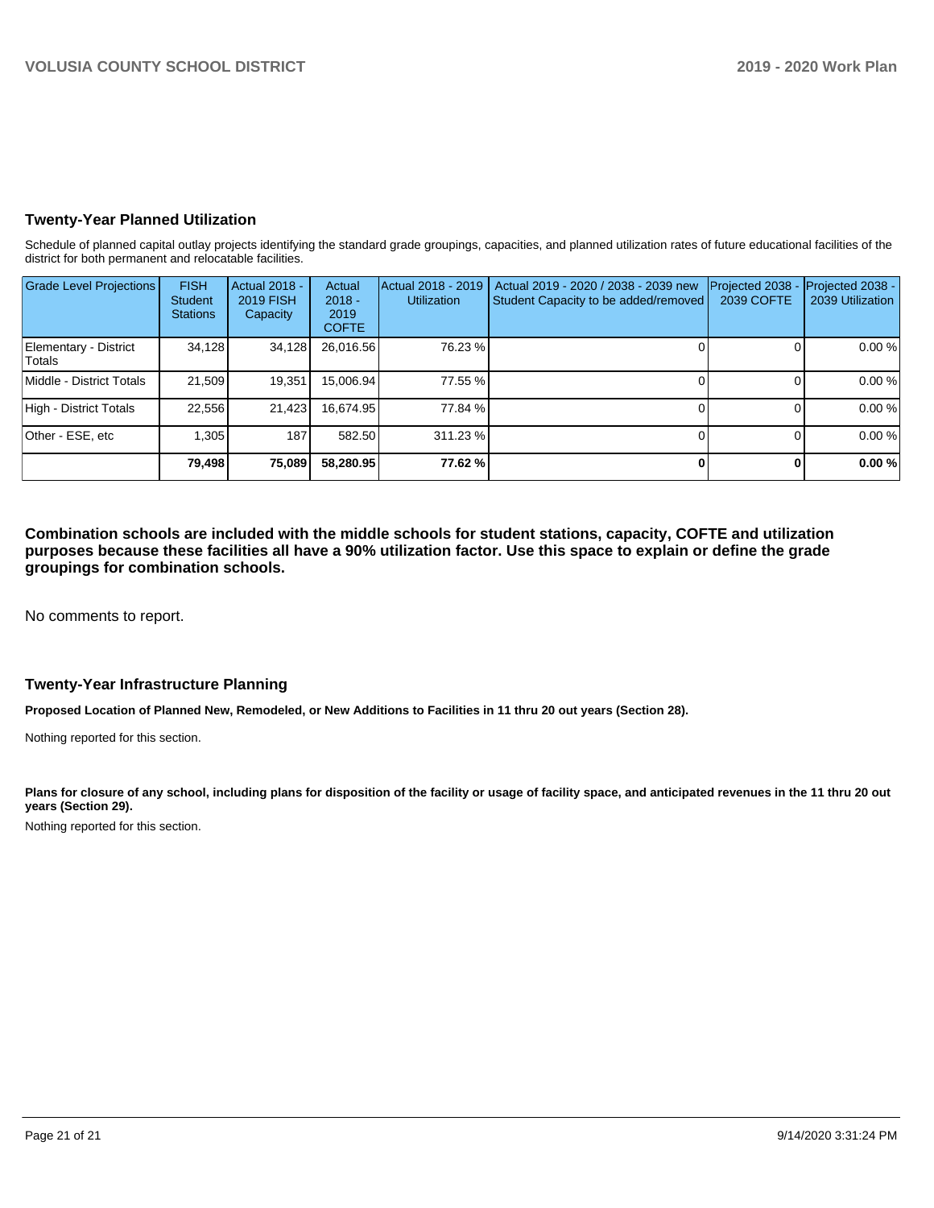## Twenty-Year Planned Utilization

Schedule of planned capital outlay projects identifying the standard grade groupings, capacities, and planned utilization rates of future educational facilities of the district for both permanent and relocatable facilities.

| Grade Level Projections | FISH Student Stations | Actual 2018 - 2019 FISH Capacity | Actual 2018 - 2019 COFTE | Actual 2018 - 2019 Utilization | Actual 2019 - 2020 / 2038 - 2039 new Student Capacity to be added/removed | Projected 2038 - 2039 COFTE | Projected 2038 - 2039 Utilization |
|---|---|---|---|---|---|---|---|
| Elementary - District Totals | 34,128 | 34,128 | 26,016.56 | 76.23 % | 0 | 0 | 0.00 % |
| Middle - District Totals | 21,509 | 19,351 | 15,006.94 | 77.55 % | 0 | 0 | 0.00 % |
| High - District Totals | 22,556 | 21,423 | 16,674.95 | 77.84 % | 0 | 0 | 0.00 % |
| Other - ESE, etc | 1,305 | 187 | 582.50 | 311.23 % | 0 | 0 | 0.00 % |
| | **79,498** | **75,089** | **58,280.95** | **77.62 %** | **0** | **0** | **0.00 %** |

**Combination schools are included with the middle schools for student stations, capacity, COFTE and utilization purposes because these facilities all have a 90% utilization factor. Use this space to explain or define the grade groupings for combination schools.**

No comments to report.

## Twenty-Year Infrastructure Planning

**Proposed Location of Planned New, Remodeled, or New Additions to Facilities in 11 thru 20 out years (Section 28).**

Nothing reported for this section.

**Plans for closure of any school, including plans for disposition of the facility or usage of facility space, and anticipated revenues in the 11 thru 20 out years (Section 29).**

Nothing reported for this section.